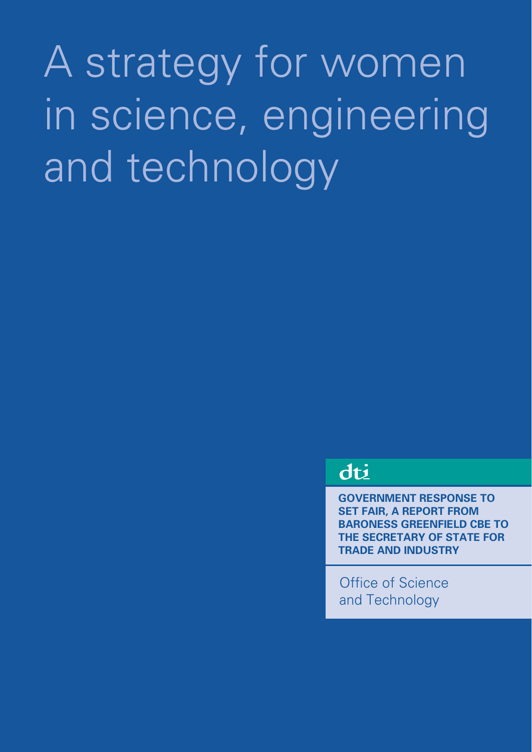# A strategy for women in science, engineering and technology

dti

**GOVERNMENT RESPONSE TO SET FAIR, A REPORT FROM BARONESS GREENFIELD CBE TO THE SECRETARY OF STATE FOR TRADE AND INDUSTRY**

Office of Science and Technology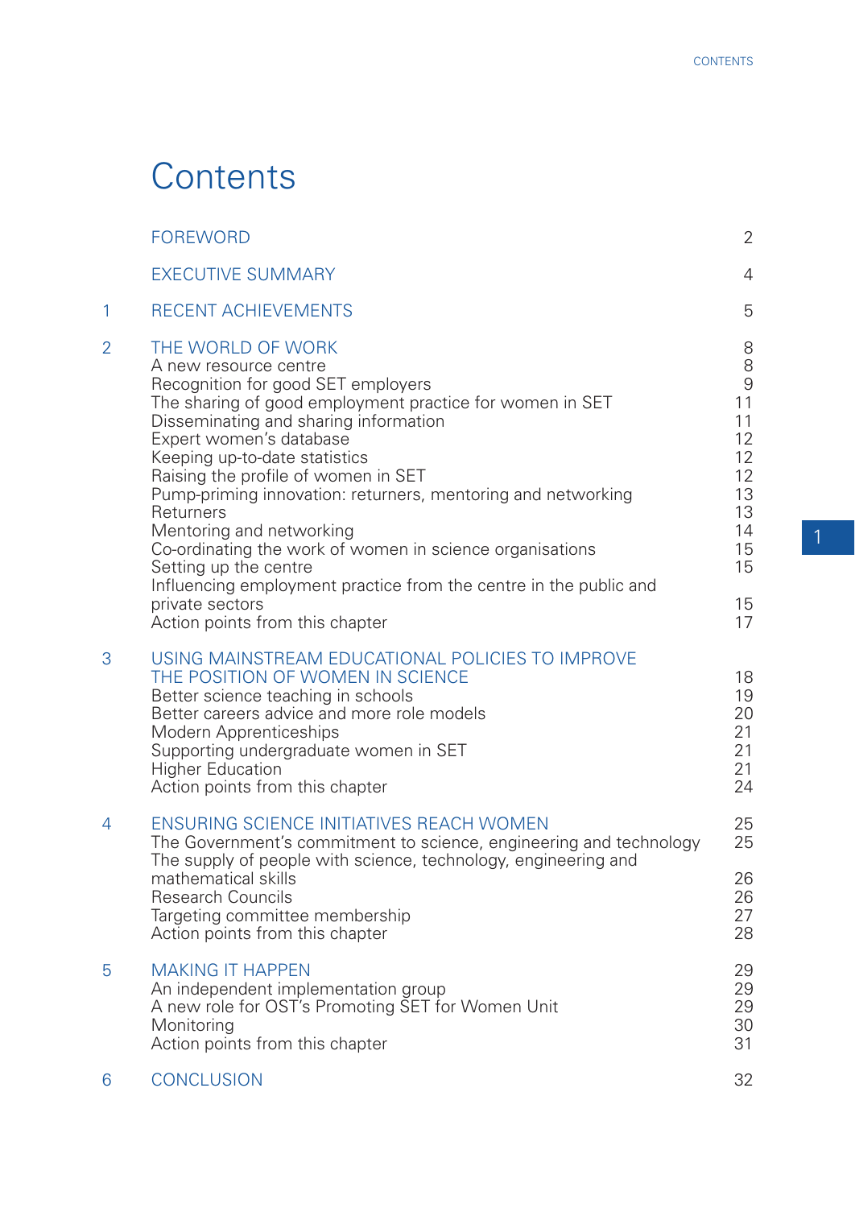# Contents

| | | |
|---|---|---|
| | FOREWORD | 2 |
| | EXECUTIVE SUMMARY | 4 |
| 1 | RECENT ACHIEVEMENTS | 5 |
| 2 | THE WORLD OF WORK | 8 |
| | A new resource centre | 8 |
| | Recognition for good SET employers | 9 |
| | The sharing of good employment practice for women in SET | 11 |
| | Disseminating and sharing information | 11 |
| | Expert women's database | 12 |
| | Keeping up-to-date statistics | 12 |
| | Raising the profile of women in SET | 12 |
| | Pump-priming innovation: returners, mentoring and networking | 13 |
| | Returners | 13 |
| | Mentoring and networking | 14 |
| | Co-ordinating the work of women in science organisations | 15 |
| | Setting up the centre | 15 |
| | Influencing employment practice from the centre in the public and private sectors | 15 |
| | Action points from this chapter | 17 |
| 3 | USING MAINSTREAM EDUCATIONAL POLICIES TO IMPROVE THE POSITION OF WOMEN IN SCIENCE | 18 |
| | Better science teaching in schools | 19 |
| | Better careers advice and more role models | 20 |
| | Modern Apprenticeships | 21 |
| | Supporting undergraduate women in SET | 21 |
| | Higher Education | 21 |
| | Action points from this chapter | 24 |
| 4 | ENSURING SCIENCE INITIATIVES REACH WOMEN | 25 |
| | The Government's commitment to science, engineering and technology | 25 |
| | The supply of people with science, technology, engineering and mathematical skills | 26 |
| | Research Councils | 26 |
| | Targeting committee membership | 27 |
| | Action points from this chapter | 28 |
| 5 | MAKING IT HAPPEN | 29 |
| | An independent implementation group | 29 |
| | A new role for OST's Promoting SET for Women Unit | 29 |
| | Monitoring | 30 |
| | Action points from this chapter | 31 |
| 6 | CONCLUSION | 32 |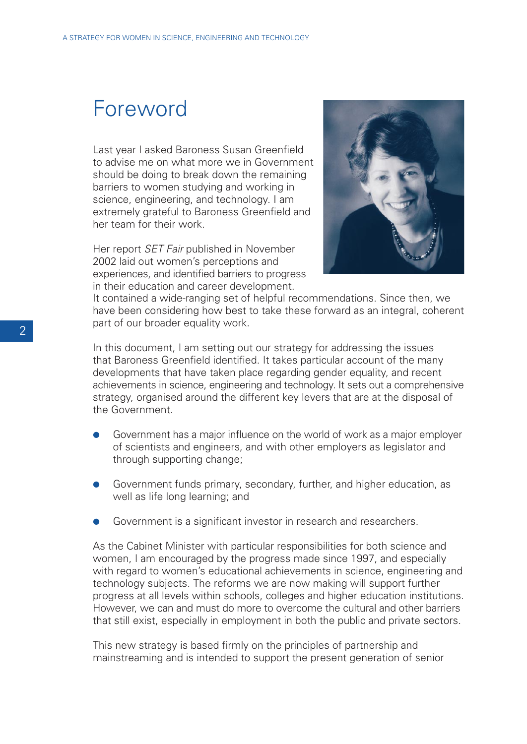# Foreword

Last year I asked Baroness Susan Greenfield to advise me on what more we in Government should be doing to break down the remaining barriers to women studying and working in science, engineering, and technology. I am extremely grateful to Baroness Greenfield and her team for their work.

Her report *SET Fair* published in November 2002 laid out women's perceptions and experiences, and identified barriers to progress in their education and career development. It contained a wide-ranging set of helpful recommendations. Since then, we have been considering how best to take these forward as an integral, coherent part of our broader equality work.

In this document, I am setting out our strategy for addressing the issues that Baroness Greenfield identified. It takes particular account of the many developments that have taken place regarding gender equality, and recent achievements in science, engineering and technology. It sets out a comprehensive strategy, organised around the different key levers that are at the disposal of the Government.

- Government has a major influence on the world of work as a major employer of scientists and engineers, and with other employers as legislator and through supporting change;
- Government funds primary, secondary, further, and higher education, as well as life long learning; and
- Government is a significant investor in research and researchers.

As the Cabinet Minister with particular responsibilities for both science and women, I am encouraged by the progress made since 1997, and especially with regard to women's educational achievements in science, engineering and technology subjects. The reforms we are now making will support further progress at all levels within schools, colleges and higher education institutions. However, we can and must do more to overcome the cultural and other barriers that still exist, especially in employment in both the public and private sectors.

This new strategy is based firmly on the principles of partnership and mainstreaming and is intended to support the present generation of senior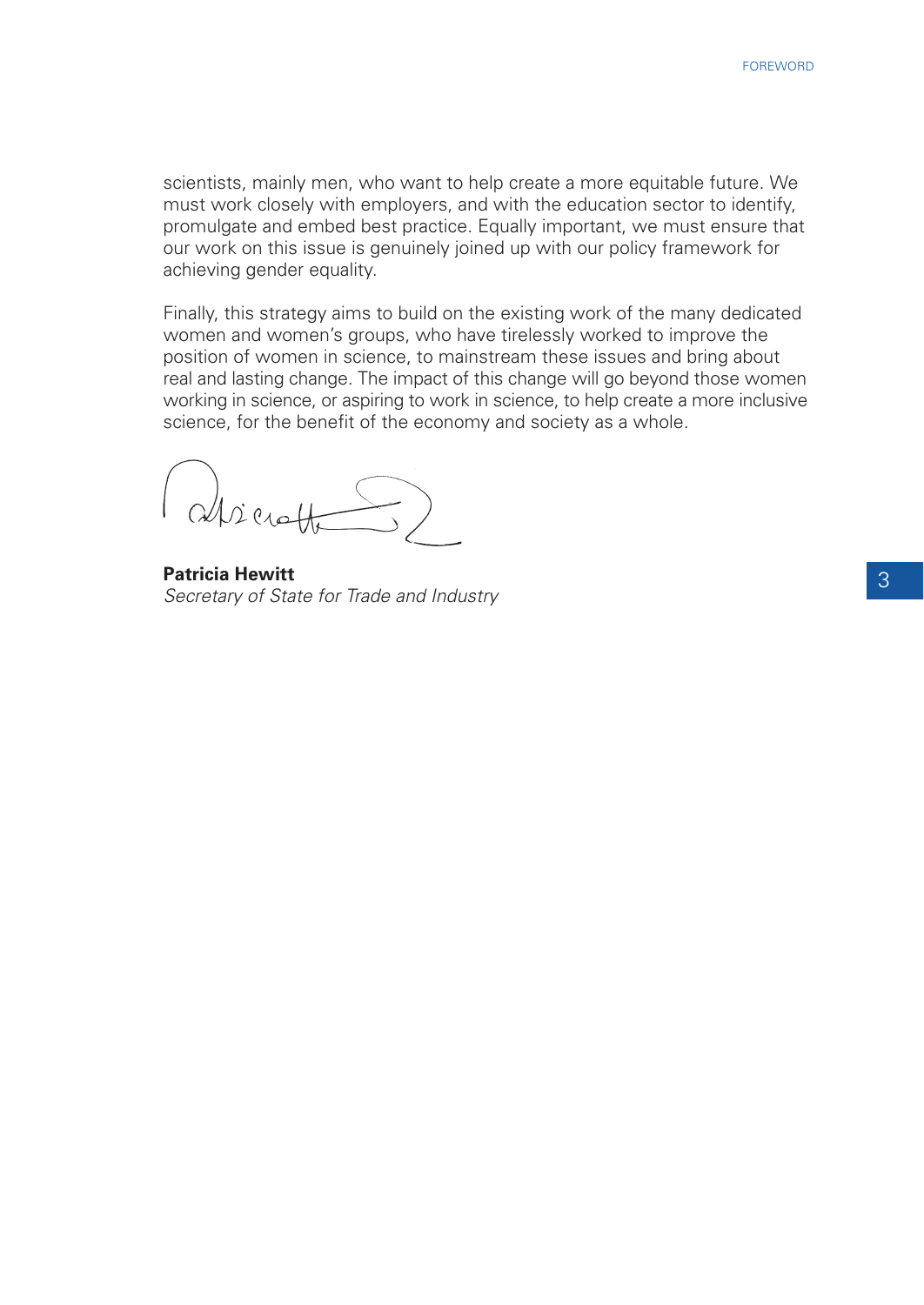scientists, mainly men, who want to help create a more equitable future. We must work closely with employers, and with the education sector to identify, promulgate and embed best practice. Equally important, we must ensure that our work on this issue is genuinely joined up with our policy framework for achieving gender equality.

Finally, this strategy aims to build on the existing work of the many dedicated women and women's groups, who have tirelessly worked to improve the position of women in science, to mainstream these issues and bring about real and lasting change. The impact of this change will go beyond those women working in science, or aspiring to work in science, to help create a more inclusive science, for the benefit of the economy and society as a whole.

**Patricia Hewitt**
*Secretary of State for Trade and Industry*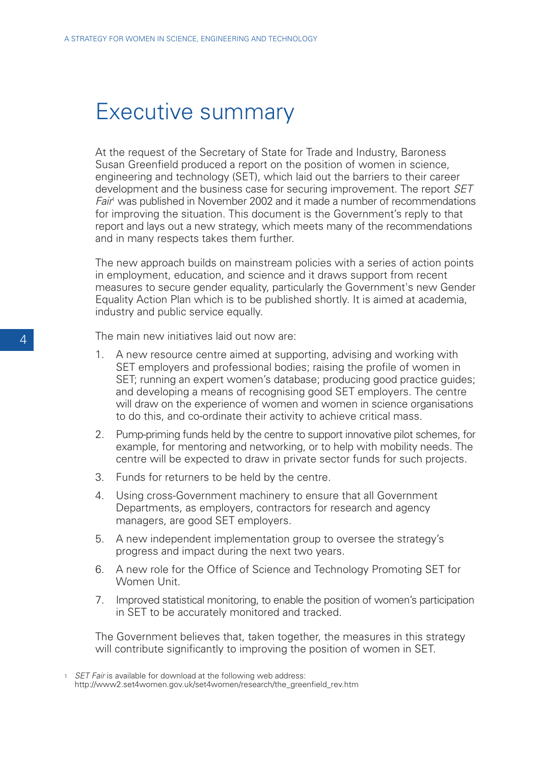# Executive summary

At the request of the Secretary of State for Trade and Industry, Baroness Susan Greenfield produced a report on the position of women in science, engineering and technology (SET), which laid out the barriers to their career development and the business case for securing improvement. The report *SET Fair*[1] was published in November 2002 and it made a number of recommendations for improving the situation. This document is the Government's reply to that report and lays out a new strategy, which meets many of the recommendations and in many respects takes them further.

The new approach builds on mainstream policies with a series of action points in employment, education, and science and it draws support from recent measures to secure gender equality, particularly the Government's new Gender Equality Action Plan which is to be published shortly. It is aimed at academia, industry and public service equally.

The main new initiatives laid out now are:

1. A new resource centre aimed at supporting, advising and working with SET employers and professional bodies; raising the profile of women in SET; running an expert women's database; producing good practice guides; and developing a means of recognising good SET employers. The centre will draw on the experience of women and women in science organisations to do this, and co-ordinate their activity to achieve critical mass.
2. Pump-priming funds held by the centre to support innovative pilot schemes, for example, for mentoring and networking, or to help with mobility needs. The centre will be expected to draw in private sector funds for such projects.
3. Funds for returners to be held by the centre.
4. Using cross-Government machinery to ensure that all Government Departments, as employers, contractors for research and agency managers, are good SET employers.
5. A new independent implementation group to oversee the strategy's progress and impact during the next two years.
6. A new role for the Office of Science and Technology Promoting SET for Women Unit.
7. Improved statistical monitoring, to enable the position of women's participation in SET to be accurately monitored and tracked.

The Government believes that, taken together, the measures in this strategy will contribute significantly to improving the position of women in SET.

[1] *SET Fair* is available for download at the following web address: http://www2.set4women.gov.uk/set4women/research/the_greenfield_rev.htm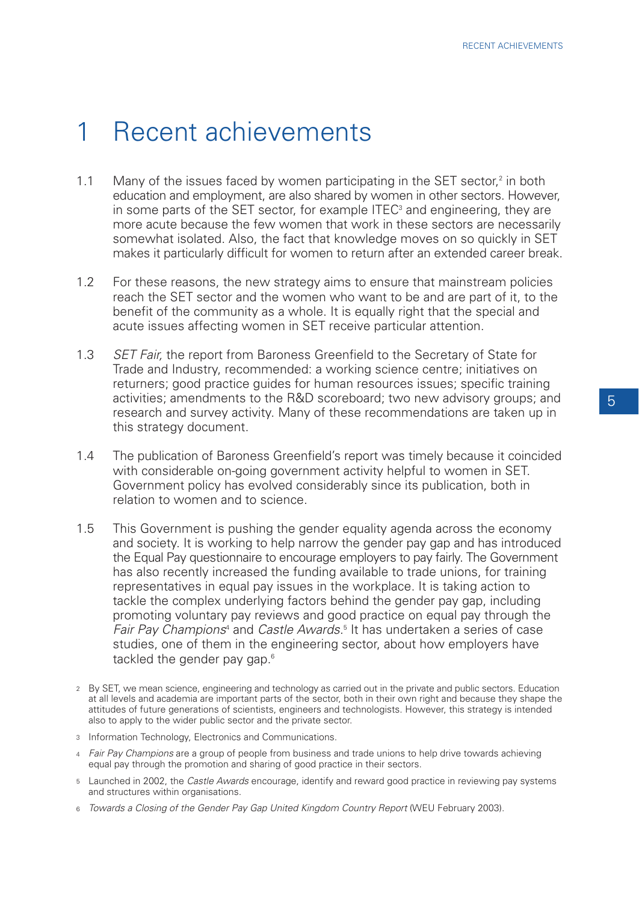# 1 Recent achievements

1.1 Many of the issues faced by women participating in the SET sector,[2] in both education and employment, are also shared by women in other sectors. However, in some parts of the SET sector, for example ITEC[3] and engineering, they are more acute because the few women that work in these sectors are necessarily somewhat isolated. Also, the fact that knowledge moves on so quickly in SET makes it particularly difficult for women to return after an extended career break.

1.2 For these reasons, the new strategy aims to ensure that mainstream policies reach the SET sector and the women who want to be and are part of it, to the benefit of the community as a whole. It is equally right that the special and acute issues affecting women in SET receive particular attention.

1.3 *SET Fair,* the report from Baroness Greenfield to the Secretary of State for Trade and Industry, recommended: a working science centre; initiatives on returners; good practice guides for human resources issues; specific training activities; amendments to the R&D scoreboard; two new advisory groups; and research and survey activity. Many of these recommendations are taken up in this strategy document.

1.4 The publication of Baroness Greenfield's report was timely because it coincided with considerable on-going government activity helpful to women in SET. Government policy has evolved considerably since its publication, both in relation to women and to science.

1.5 This Government is pushing the gender equality agenda across the economy and society. It is working to help narrow the gender pay gap and has introduced the Equal Pay questionnaire to encourage employers to pay fairly. The Government has also recently increased the funding available to trade unions, for training representatives in equal pay issues in the workplace. It is taking action to tackle the complex underlying factors behind the gender pay gap, including promoting voluntary pay reviews and good practice on equal pay through the *Fair Pay Champions*[4] and *Castle Awards*.[5] It has undertaken a series of case studies, one of them in the engineering sector, about how employers have tackled the gender pay gap.[6]

---

2 By SET, we mean science, engineering and technology as carried out in the private and public sectors. Education at all levels and academia are important parts of the sector, both in their own right and because they shape the attitudes of future generations of scientists, engineers and technologists. However, this strategy is intended also to apply to the wider public sector and the private sector.

3 Information Technology, Electronics and Communications.

4 *Fair Pay Champions* are a group of people from business and trade unions to help drive towards achieving equal pay through the promotion and sharing of good practice in their sectors.

5 Launched in 2002, the *Castle Awards* encourage, identify and reward good practice in reviewing pay systems and structures within organisations.

6 *Towards a Closing of the Gender Pay Gap United Kingdom Country Report* (WEU February 2003).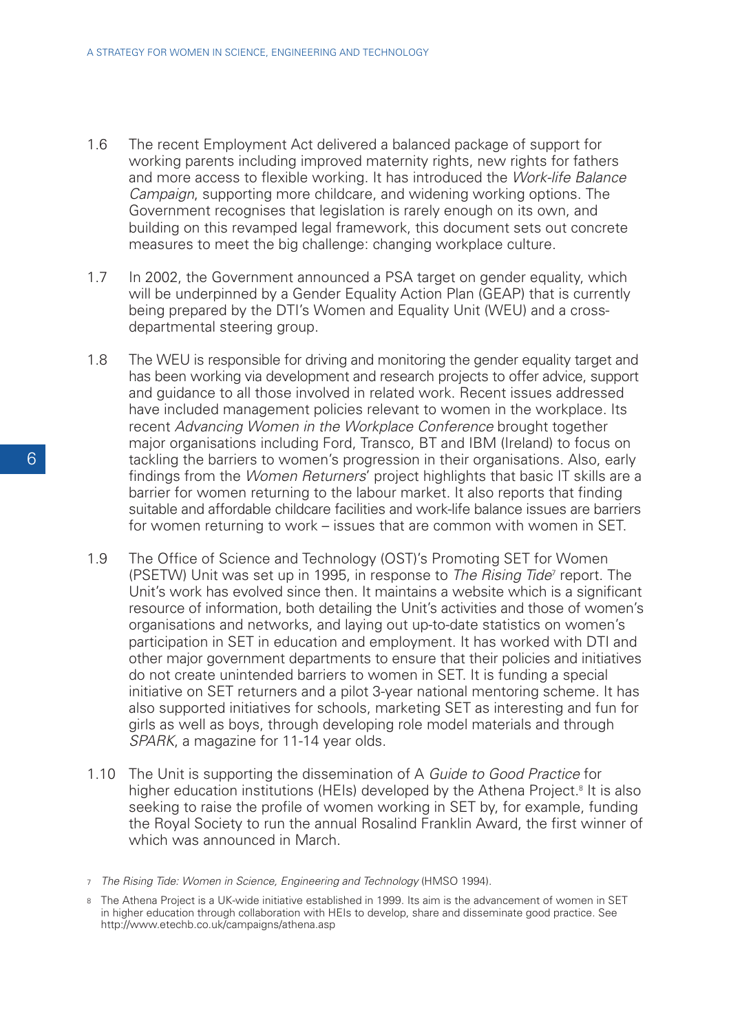1.6 The recent Employment Act delivered a balanced package of support for working parents including improved maternity rights, new rights for fathers and more access to flexible working. It has introduced the *Work-life Balance Campaign*, supporting more childcare, and widening working options. The Government recognises that legislation is rarely enough on its own, and building on this revamped legal framework, this document sets out concrete measures to meet the big challenge: changing workplace culture.

1.7 In 2002, the Government announced a PSA target on gender equality, which will be underpinned by a Gender Equality Action Plan (GEAP) that is currently being prepared by the DTI's Women and Equality Unit (WEU) and a cross-departmental steering group.

1.8 The WEU is responsible for driving and monitoring the gender equality target and has been working via development and research projects to offer advice, support and guidance to all those involved in related work. Recent issues addressed have included management policies relevant to women in the workplace. Its recent *Advancing Women in the Workplace Conference* brought together major organisations including Ford, Transco, BT and IBM (Ireland) to focus on tackling the barriers to women's progression in their organisations. Also, early findings from the *Women Returners*' project highlights that basic IT skills are a barrier for women returning to the labour market. It also reports that finding suitable and affordable childcare facilities and work-life balance issues are barriers for women returning to work – issues that are common with women in SET.

1.9 The Office of Science and Technology (OST)'s Promoting SET for Women (PSETW) Unit was set up in 1995, in response to *The Rising Tide*[7] report. The Unit's work has evolved since then. It maintains a website which is a significant resource of information, both detailing the Unit's activities and those of women's organisations and networks, and laying out up-to-date statistics on women's participation in SET in education and employment. It has worked with DTI and other major government departments to ensure that their policies and initiatives do not create unintended barriers to women in SET. It is funding a special initiative on SET returners and a pilot 3-year national mentoring scheme. It has also supported initiatives for schools, marketing SET as interesting and fun for girls as well as boys, through developing role model materials and through *SPARK*, a magazine for 11-14 year olds.

1.10 The Unit is supporting the dissemination of A *Guide to Good Practice* for higher education institutions (HEIs) developed by the Athena Project.[8] It is also seeking to raise the profile of women working in SET by, for example, funding the Royal Society to run the annual Rosalind Franklin Award, the first winner of which was announced in March.

[7] *The Rising Tide: Women in Science, Engineering and Technology* (HMSO 1994).

[8] The Athena Project is a UK-wide initiative established in 1999. Its aim is the advancement of women in SET in higher education through collaboration with HEIs to develop, share and disseminate good practice. See http://www.etechb.co.uk/campaigns/athena.asp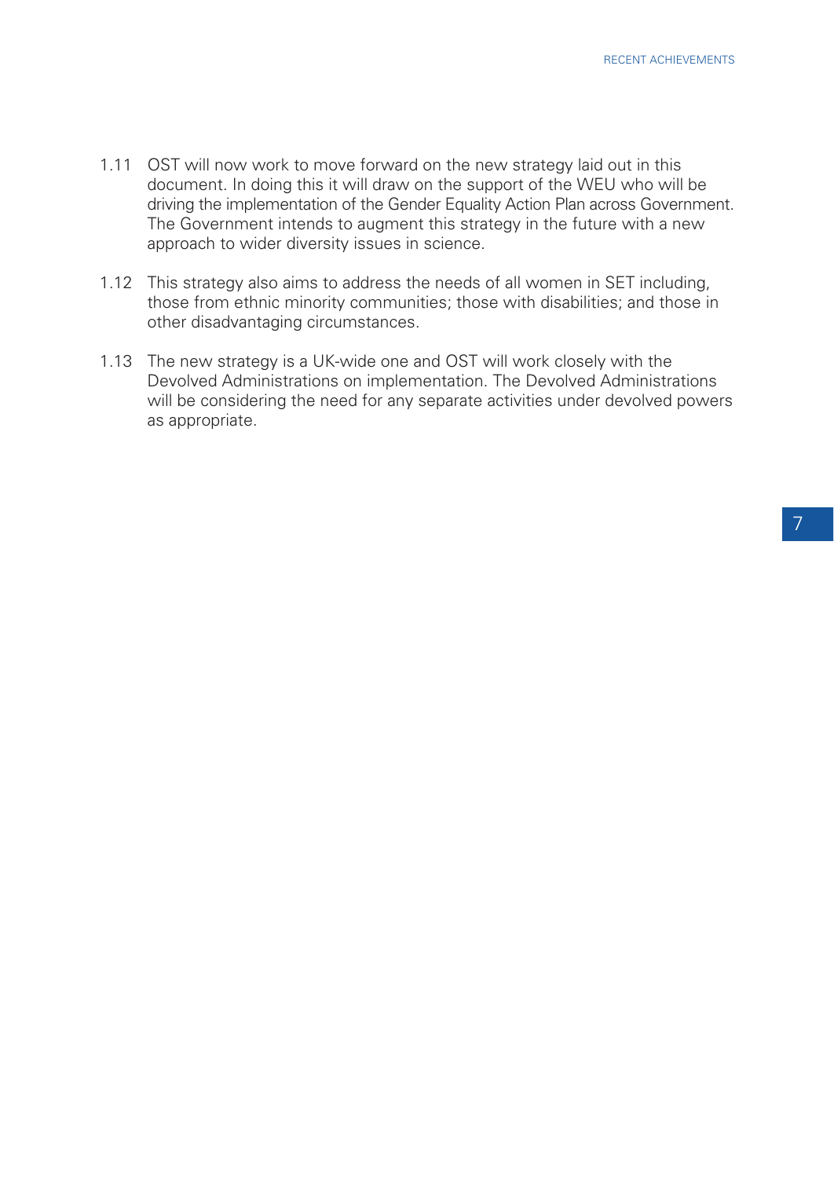1.11 OST will now work to move forward on the new strategy laid out in this document. In doing this it will draw on the support of the WEU who will be driving the implementation of the Gender Equality Action Plan across Government. The Government intends to augment this strategy in the future with a new approach to wider diversity issues in science.

1.12 This strategy also aims to address the needs of all women in SET including, those from ethnic minority communities; those with disabilities; and those in other disadvantaging circumstances.

1.13 The new strategy is a UK-wide one and OST will work closely with the Devolved Administrations on implementation. The Devolved Administrations will be considering the need for any separate activities under devolved powers as appropriate.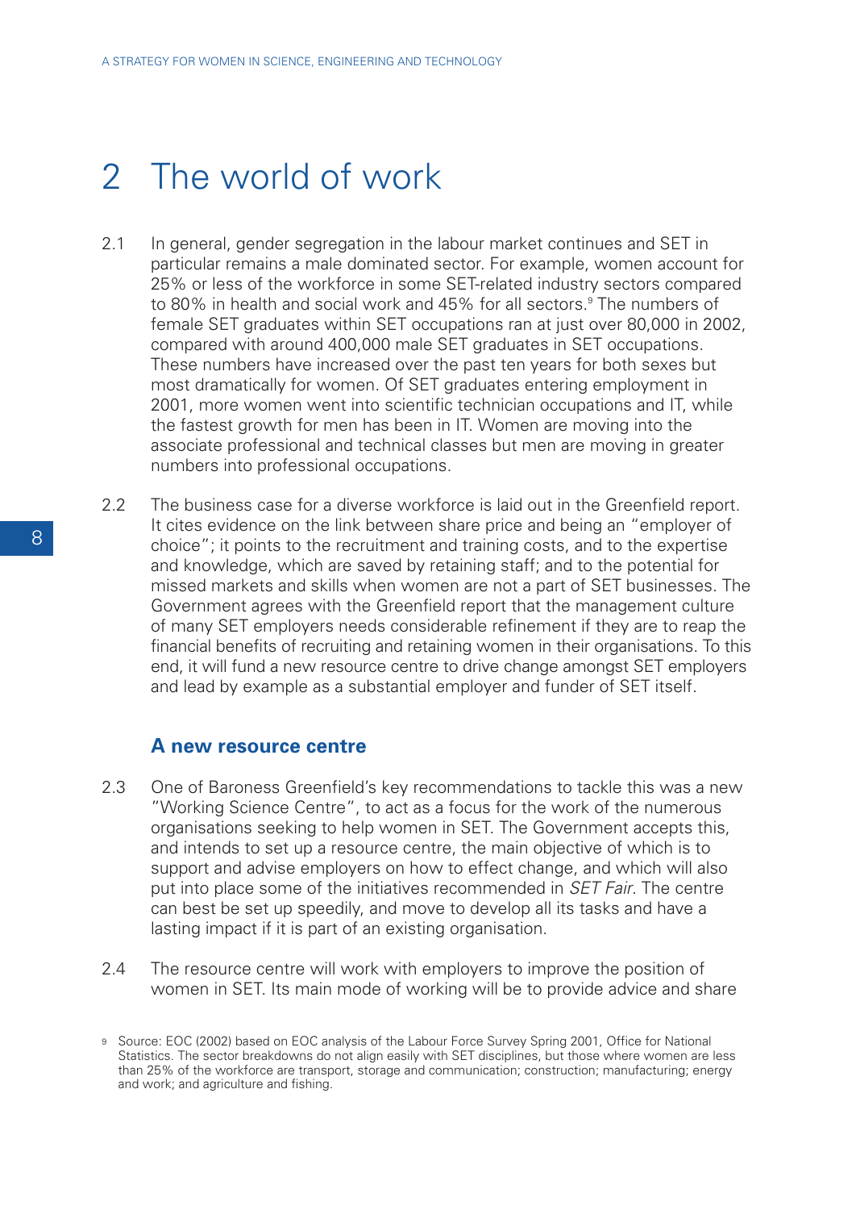# 2 The world of work

2.1 In general, gender segregation in the labour market continues and SET in particular remains a male dominated sector. For example, women account for 25% or less of the workforce in some SET-related industry sectors compared to 80% in health and social work and 45% for all sectors.[9] The numbers of female SET graduates within SET occupations ran at just over 80,000 in 2002, compared with around 400,000 male SET graduates in SET occupations. These numbers have increased over the past ten years for both sexes but most dramatically for women. Of SET graduates entering employment in 2001, more women went into scientific technician occupations and IT, while the fastest growth for men has been in IT. Women are moving into the associate professional and technical classes but men are moving in greater numbers into professional occupations.

2.2 The business case for a diverse workforce is laid out in the Greenfield report. It cites evidence on the link between share price and being an "employer of choice"; it points to the recruitment and training costs, and to the expertise and knowledge, which are saved by retaining staff; and to the potential for missed markets and skills when women are not a part of SET businesses. The Government agrees with the Greenfield report that the management culture of many SET employers needs considerable refinement if they are to reap the financial benefits of recruiting and retaining women in their organisations. To this end, it will fund a new resource centre to drive change amongst SET employers and lead by example as a substantial employer and funder of SET itself.

### A new resource centre

2.3 One of Baroness Greenfield's key recommendations to tackle this was a new "Working Science Centre", to act as a focus for the work of the numerous organisations seeking to help women in SET. The Government accepts this, and intends to set up a resource centre, the main objective of which is to support and advise employers on how to effect change, and which will also put into place some of the initiatives recommended in *SET Fair*. The centre can best be set up speedily, and move to develop all its tasks and have a lasting impact if it is part of an existing organisation.

2.4 The resource centre will work with employers to improve the position of women in SET. Its main mode of working will be to provide advice and share

---

[9] Source: EOC (2002) based on EOC analysis of the Labour Force Survey Spring 2001, Office for National Statistics. The sector breakdowns do not align easily with SET disciplines, but those where women are less than 25% of the workforce are transport, storage and communication; construction; manufacturing; energy and work; and agriculture and fishing.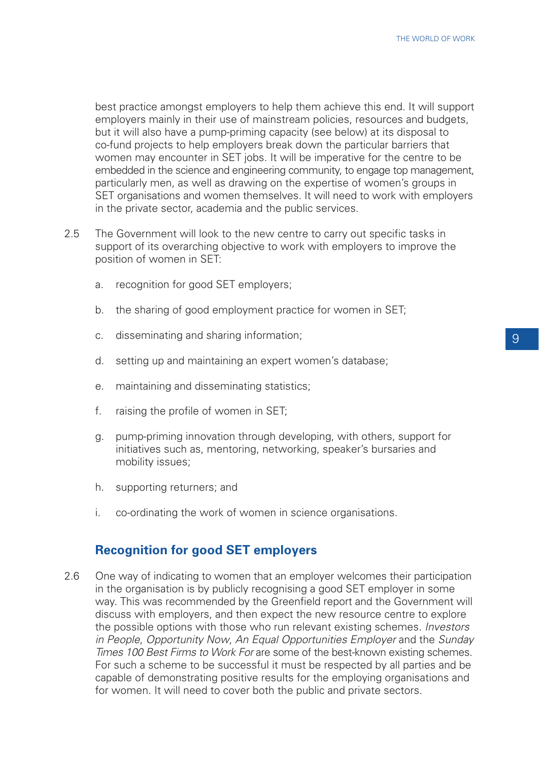best practice amongst employers to help them achieve this end. It will support employers mainly in their use of mainstream policies, resources and budgets, but it will also have a pump-priming capacity (see below) at its disposal to co-fund projects to help employers break down the particular barriers that women may encounter in SET jobs. It will be imperative for the centre to be embedded in the science and engineering community, to engage top management, particularly men, as well as drawing on the expertise of women's groups in SET organisations and women themselves. It will need to work with employers in the private sector, academia and the public services.

2.5 The Government will look to the new centre to carry out specific tasks in support of its overarching objective to work with employers to improve the position of women in SET:

a. recognition for good SET employers;

b. the sharing of good employment practice for women in SET;

c. disseminating and sharing information;

d. setting up and maintaining an expert women's database;

e. maintaining and disseminating statistics;

f. raising the profile of women in SET;

g. pump-priming innovation through developing, with others, support for initiatives such as, mentoring, networking, speaker's bursaries and mobility issues;

h. supporting returners; and

i. co-ordinating the work of women in science organisations.

### Recognition for good SET employers

2.6 One way of indicating to women that an employer welcomes their participation in the organisation is by publicly recognising a good SET employer in some way. This was recommended by the Greenfield report and the Government will discuss with employers, and then expect the new resource centre to explore the possible options with those who run relevant existing schemes. *Investors in People*, *Opportunity Now*, *An Equal Opportunities Employer* and the *Sunday Times 100 Best Firms to Work For* are some of the best-known existing schemes. For such a scheme to be successful it must be respected by all parties and be capable of demonstrating positive results for the employing organisations and for women. It will need to cover both the public and private sectors.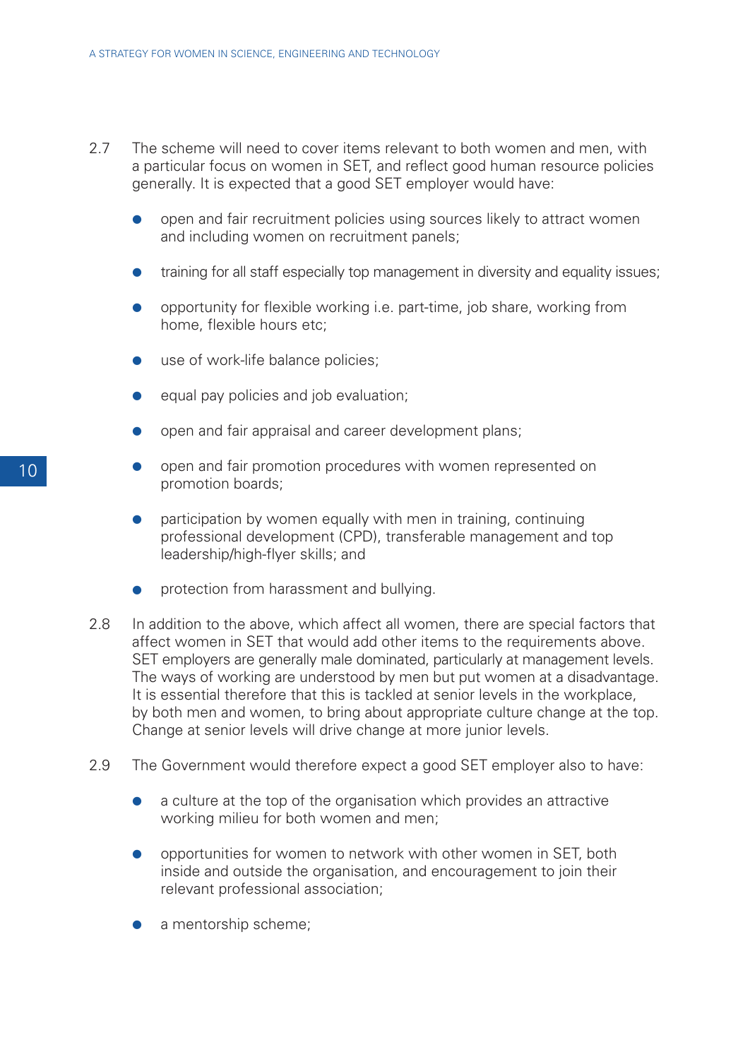2.7 The scheme will need to cover items relevant to both women and men, with a particular focus on women in SET, and reflect good human resource policies generally. It is expected that a good SET employer would have:

- open and fair recruitment policies using sources likely to attract women and including women on recruitment panels;
- training for all staff especially top management in diversity and equality issues;
- opportunity for flexible working i.e. part-time, job share, working from home, flexible hours etc;
- use of work-life balance policies;
- equal pay policies and job evaluation;
- open and fair appraisal and career development plans;
- open and fair promotion procedures with women represented on promotion boards;
- participation by women equally with men in training, continuing professional development (CPD), transferable management and top leadership/high-flyer skills; and
- protection from harassment and bullying.

2.8 In addition to the above, which affect all women, there are special factors that affect women in SET that would add other items to the requirements above. SET employers are generally male dominated, particularly at management levels. The ways of working are understood by men but put women at a disadvantage. It is essential therefore that this is tackled at senior levels in the workplace, by both men and women, to bring about appropriate culture change at the top. Change at senior levels will drive change at more junior levels.

2.9 The Government would therefore expect a good SET employer also to have:

- a culture at the top of the organisation which provides an attractive working milieu for both women and men;
- opportunities for women to network with other women in SET, both inside and outside the organisation, and encouragement to join their relevant professional association;
- a mentorship scheme;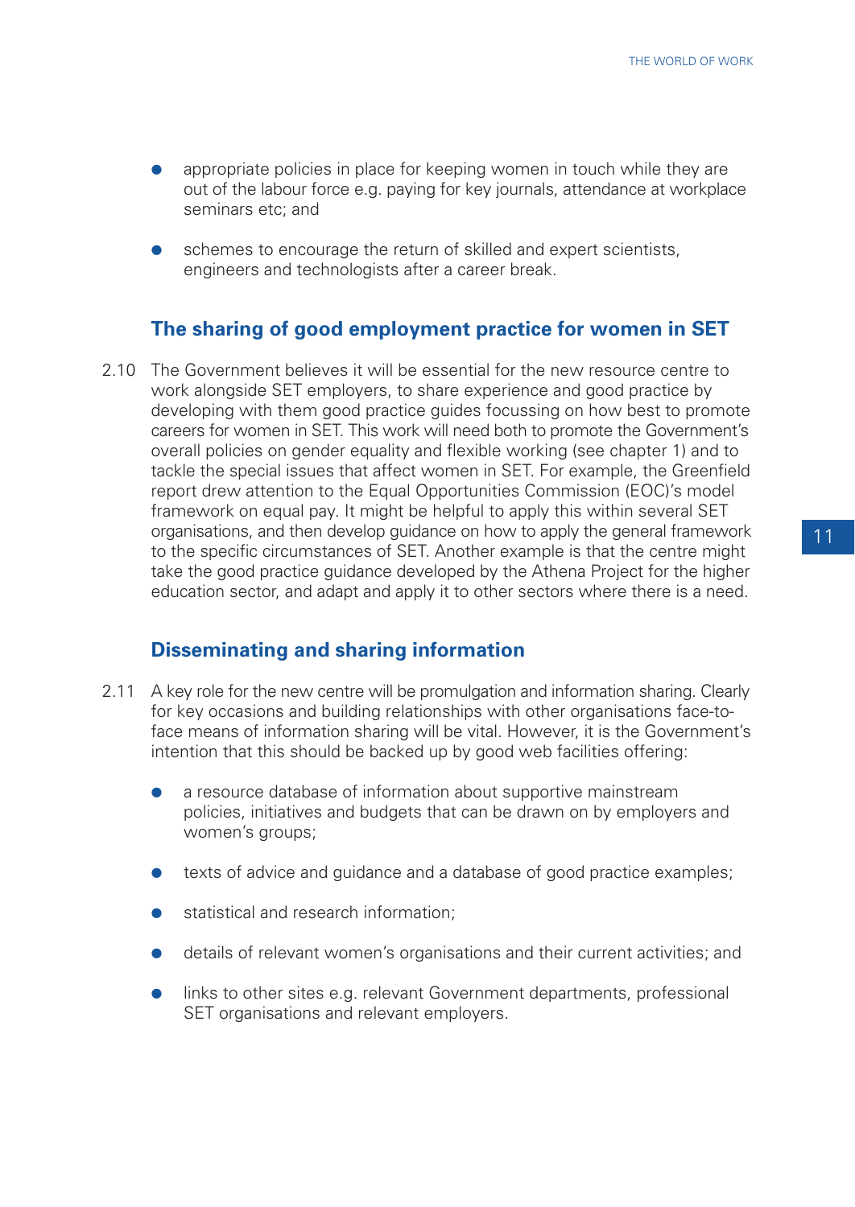- appropriate policies in place for keeping women in touch while they are out of the labour force e.g. paying for key journals, attendance at workplace seminars etc; and
- schemes to encourage the return of skilled and expert scientists, engineers and technologists after a career break.

## The sharing of good employment practice for women in SET

2.10 The Government believes it will be essential for the new resource centre to work alongside SET employers, to share experience and good practice by developing with them good practice guides focussing on how best to promote careers for women in SET. This work will need both to promote the Government's overall policies on gender equality and flexible working (see chapter 1) and to tackle the special issues that affect women in SET. For example, the Greenfield report drew attention to the Equal Opportunities Commission (EOC)'s model framework on equal pay. It might be helpful to apply this within several SET organisations, and then develop guidance on how to apply the general framework to the specific circumstances of SET. Another example is that the centre might take the good practice guidance developed by the Athena Project for the higher education sector, and adapt and apply it to other sectors where there is a need.

## Disseminating and sharing information

2.11 A key role for the new centre will be promulgation and information sharing. Clearly for key occasions and building relationships with other organisations face-to-face means of information sharing will be vital. However, it is the Government's intention that this should be backed up by good web facilities offering:

- a resource database of information about supportive mainstream policies, initiatives and budgets that can be drawn on by employers and women's groups;
- texts of advice and guidance and a database of good practice examples;
- statistical and research information;
- details of relevant women's organisations and their current activities; and
- links to other sites e.g. relevant Government departments, professional SET organisations and relevant employers.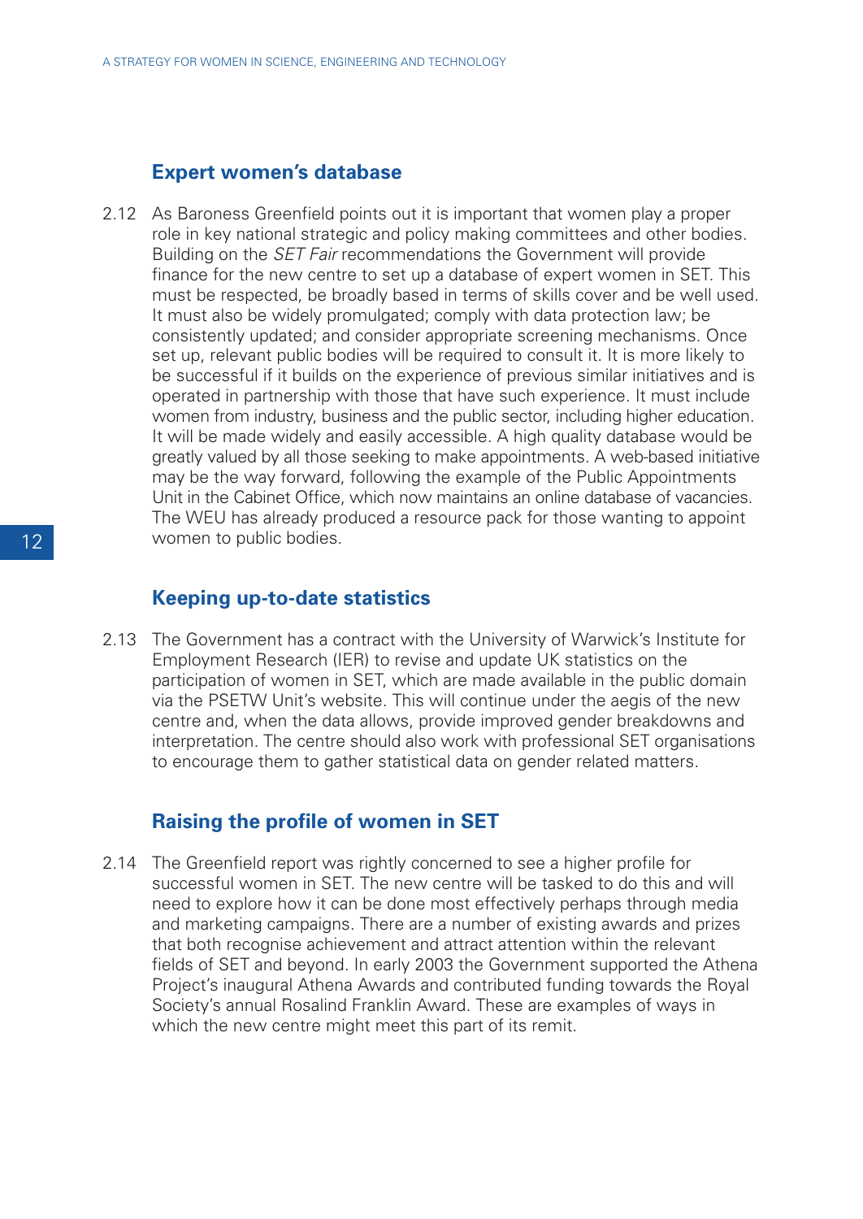### Expert women's database

2.12 As Baroness Greenfield points out it is important that women play a proper role in key national strategic and policy making committees and other bodies. Building on the *SET Fair* recommendations the Government will provide finance for the new centre to set up a database of expert women in SET. This must be respected, be broadly based in terms of skills cover and be well used. It must also be widely promulgated; comply with data protection law; be consistently updated; and consider appropriate screening mechanisms. Once set up, relevant public bodies will be required to consult it. It is more likely to be successful if it builds on the experience of previous similar initiatives and is operated in partnership with those that have such experience. It must include women from industry, business and the public sector, including higher education. It will be made widely and easily accessible. A high quality database would be greatly valued by all those seeking to make appointments. A web-based initiative may be the way forward, following the example of the Public Appointments Unit in the Cabinet Office, which now maintains an online database of vacancies. The WEU has already produced a resource pack for those wanting to appoint women to public bodies.

### Keeping up-to-date statistics

2.13 The Government has a contract with the University of Warwick's Institute for Employment Research (IER) to revise and update UK statistics on the participation of women in SET, which are made available in the public domain via the PSETW Unit's website. This will continue under the aegis of the new centre and, when the data allows, provide improved gender breakdowns and interpretation. The centre should also work with professional SET organisations to encourage them to gather statistical data on gender related matters.

### Raising the profile of women in SET

2.14 The Greenfield report was rightly concerned to see a higher profile for successful women in SET. The new centre will be tasked to do this and will need to explore how it can be done most effectively perhaps through media and marketing campaigns. There are a number of existing awards and prizes that both recognise achievement and attract attention within the relevant fields of SET and beyond. In early 2003 the Government supported the Athena Project's inaugural Athena Awards and contributed funding towards the Royal Society's annual Rosalind Franklin Award. These are examples of ways in which the new centre might meet this part of its remit.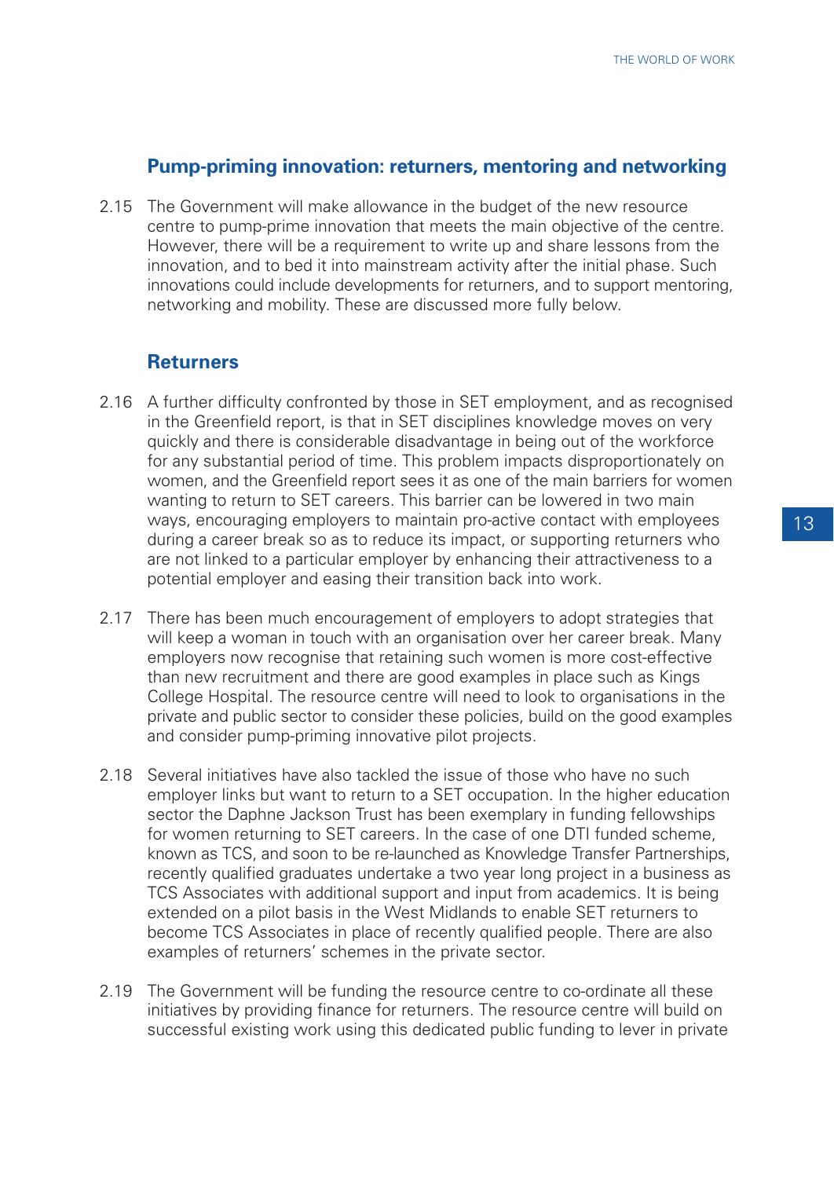## Pump-priming innovation: returners, mentoring and networking

2.15 The Government will make allowance in the budget of the new resource centre to pump-prime innovation that meets the main objective of the centre. However, there will be a requirement to write up and share lessons from the innovation, and to bed it into mainstream activity after the initial phase. Such innovations could include developments for returners, and to support mentoring, networking and mobility. These are discussed more fully below.

## Returners

2.16 A further difficulty confronted by those in SET employment, and as recognised in the Greenfield report, is that in SET disciplines knowledge moves on very quickly and there is considerable disadvantage in being out of the workforce for any substantial period of time. This problem impacts disproportionately on women, and the Greenfield report sees it as one of the main barriers for women wanting to return to SET careers. This barrier can be lowered in two main ways, encouraging employers to maintain pro-active contact with employees during a career break so as to reduce its impact, or supporting returners who are not linked to a particular employer by enhancing their attractiveness to a potential employer and easing their transition back into work.

2.17 There has been much encouragement of employers to adopt strategies that will keep a woman in touch with an organisation over her career break. Many employers now recognise that retaining such women is more cost-effective than new recruitment and there are good examples in place such as Kings College Hospital. The resource centre will need to look to organisations in the private and public sector to consider these policies, build on the good examples and consider pump-priming innovative pilot projects.

2.18 Several initiatives have also tackled the issue of those who have no such employer links but want to return to a SET occupation. In the higher education sector the Daphne Jackson Trust has been exemplary in funding fellowships for women returning to SET careers. In the case of one DTI funded scheme, known as TCS, and soon to be re-launched as Knowledge Transfer Partnerships, recently qualified graduates undertake a two year long project in a business as TCS Associates with additional support and input from academics. It is being extended on a pilot basis in the West Midlands to enable SET returners to become TCS Associates in place of recently qualified people. There are also examples of returners' schemes in the private sector.

2.19 The Government will be funding the resource centre to co-ordinate all these initiatives by providing finance for returners. The resource centre will build on successful existing work using this dedicated public funding to lever in private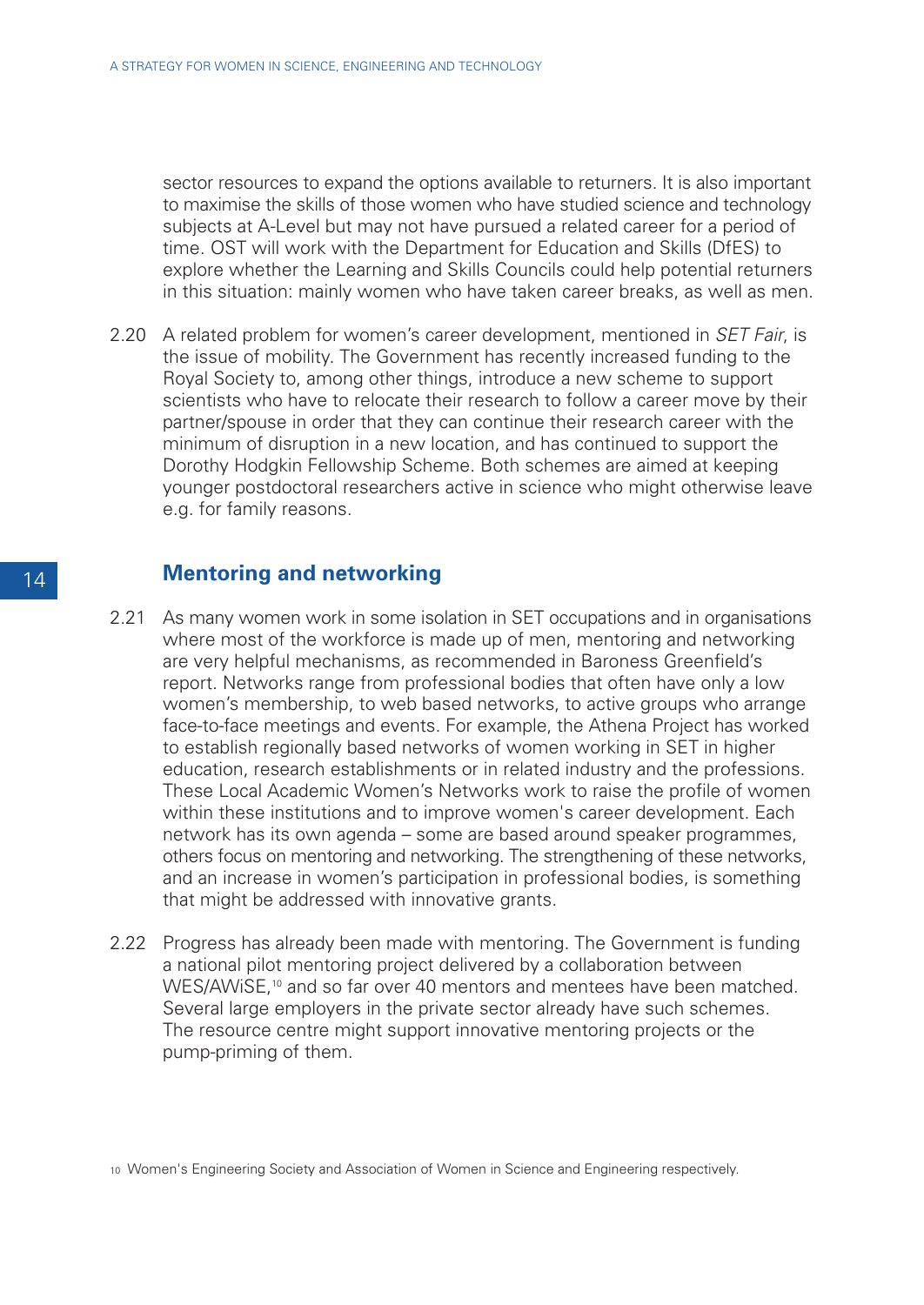sector resources to expand the options available to returners. It is also important to maximise the skills of those women who have studied science and technology subjects at A-Level but may not have pursued a related career for a period of time. OST will work with the Department for Education and Skills (DfES) to explore whether the Learning and Skills Councils could help potential returners in this situation: mainly women who have taken career breaks, as well as men.

2.20 A related problem for women's career development, mentioned in *SET Fair*, is the issue of mobility. The Government has recently increased funding to the Royal Society to, among other things, introduce a new scheme to support scientists who have to relocate their research to follow a career move by their partner/spouse in order that they can continue their research career with the minimum of disruption in a new location, and has continued to support the Dorothy Hodgkin Fellowship Scheme. Both schemes are aimed at keeping younger postdoctoral researchers active in science who might otherwise leave e.g. for family reasons.

## Mentoring and networking

2.21 As many women work in some isolation in SET occupations and in organisations where most of the workforce is made up of men, mentoring and networking are very helpful mechanisms, as recommended in Baroness Greenfield's report. Networks range from professional bodies that often have only a low women's membership, to web based networks, to active groups who arrange face-to-face meetings and events. For example, the Athena Project has worked to establish regionally based networks of women working in SET in higher education, research establishments or in related industry and the professions. These Local Academic Women's Networks work to raise the profile of women within these institutions and to improve women's career development. Each network has its own agenda – some are based around speaker programmes, others focus on mentoring and networking. The strengthening of these networks, and an increase in women's participation in professional bodies, is something that might be addressed with innovative grants.

2.22 Progress has already been made with mentoring. The Government is funding a national pilot mentoring project delivered by a collaboration between WES/AWiSE,[10] and so far over 40 mentors and mentees have been matched. Several large employers in the private sector already have such schemes. The resource centre might support innovative mentoring projects or the pump-priming of them.

[10] Women's Engineering Society and Association of Women in Science and Engineering respectively.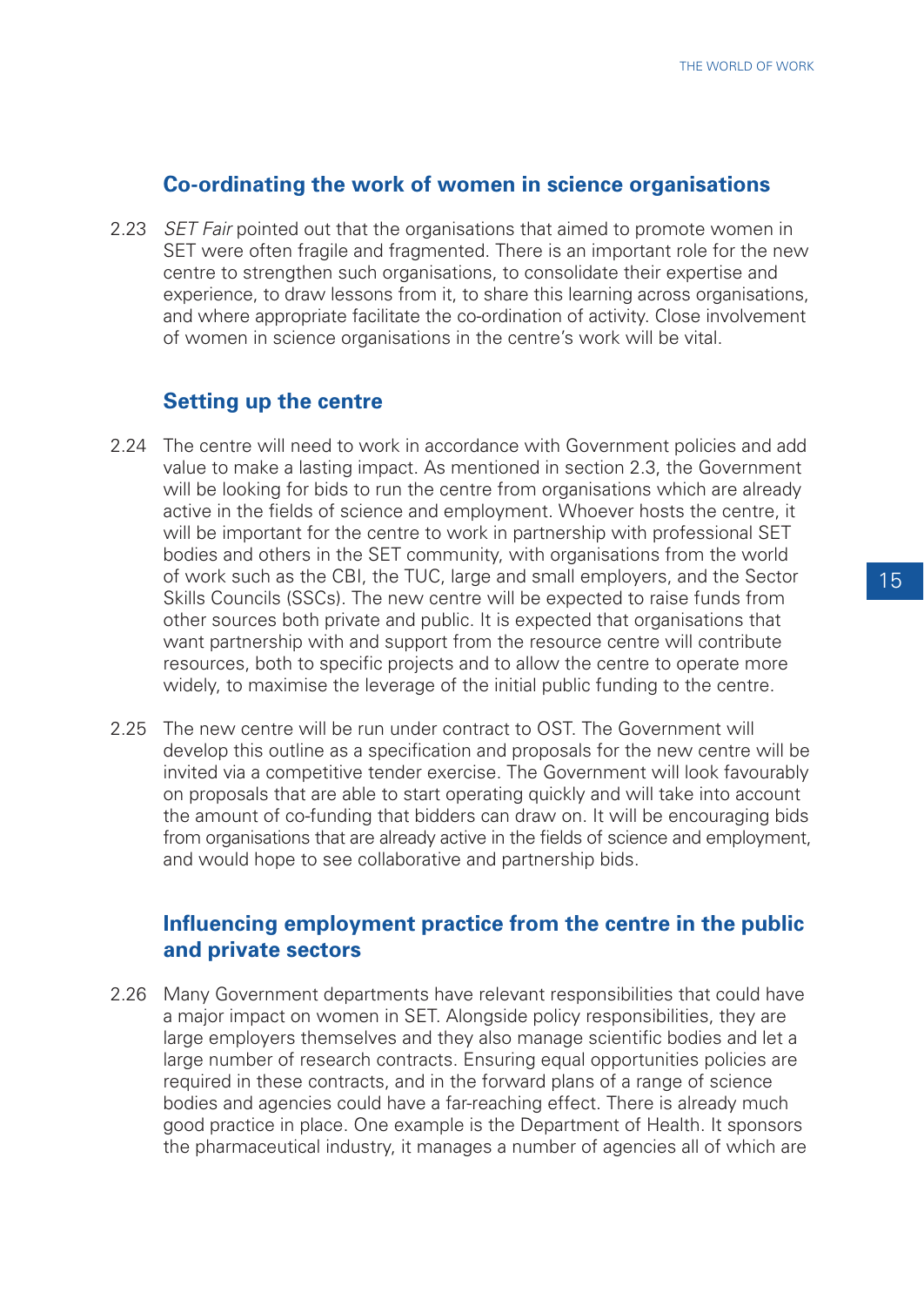### Co-ordinating the work of women in science organisations

2.23 *SET Fair* pointed out that the organisations that aimed to promote women in SET were often fragile and fragmented. There is an important role for the new centre to strengthen such organisations, to consolidate their expertise and experience, to draw lessons from it, to share this learning across organisations, and where appropriate facilitate the co-ordination of activity. Close involvement of women in science organisations in the centre's work will be vital.

### Setting up the centre

2.24 The centre will need to work in accordance with Government policies and add value to make a lasting impact. As mentioned in section 2.3, the Government will be looking for bids to run the centre from organisations which are already active in the fields of science and employment. Whoever hosts the centre, it will be important for the centre to work in partnership with professional SET bodies and others in the SET community, with organisations from the world of work such as the CBI, the TUC, large and small employers, and the Sector Skills Councils (SSCs). The new centre will be expected to raise funds from other sources both private and public. It is expected that organisations that want partnership with and support from the resource centre will contribute resources, both to specific projects and to allow the centre to operate more widely, to maximise the leverage of the initial public funding to the centre.

2.25 The new centre will be run under contract to OST. The Government will develop this outline as a specification and proposals for the new centre will be invited via a competitive tender exercise. The Government will look favourably on proposals that are able to start operating quickly and will take into account the amount of co-funding that bidders can draw on. It will be encouraging bids from organisations that are already active in the fields of science and employment, and would hope to see collaborative and partnership bids.

### Influencing employment practice from the centre in the public and private sectors

2.26 Many Government departments have relevant responsibilities that could have a major impact on women in SET. Alongside policy responsibilities, they are large employers themselves and they also manage scientific bodies and let a large number of research contracts. Ensuring equal opportunities policies are required in these contracts, and in the forward plans of a range of science bodies and agencies could have a far-reaching effect. There is already much good practice in place. One example is the Department of Health. It sponsors the pharmaceutical industry, it manages a number of agencies all of which are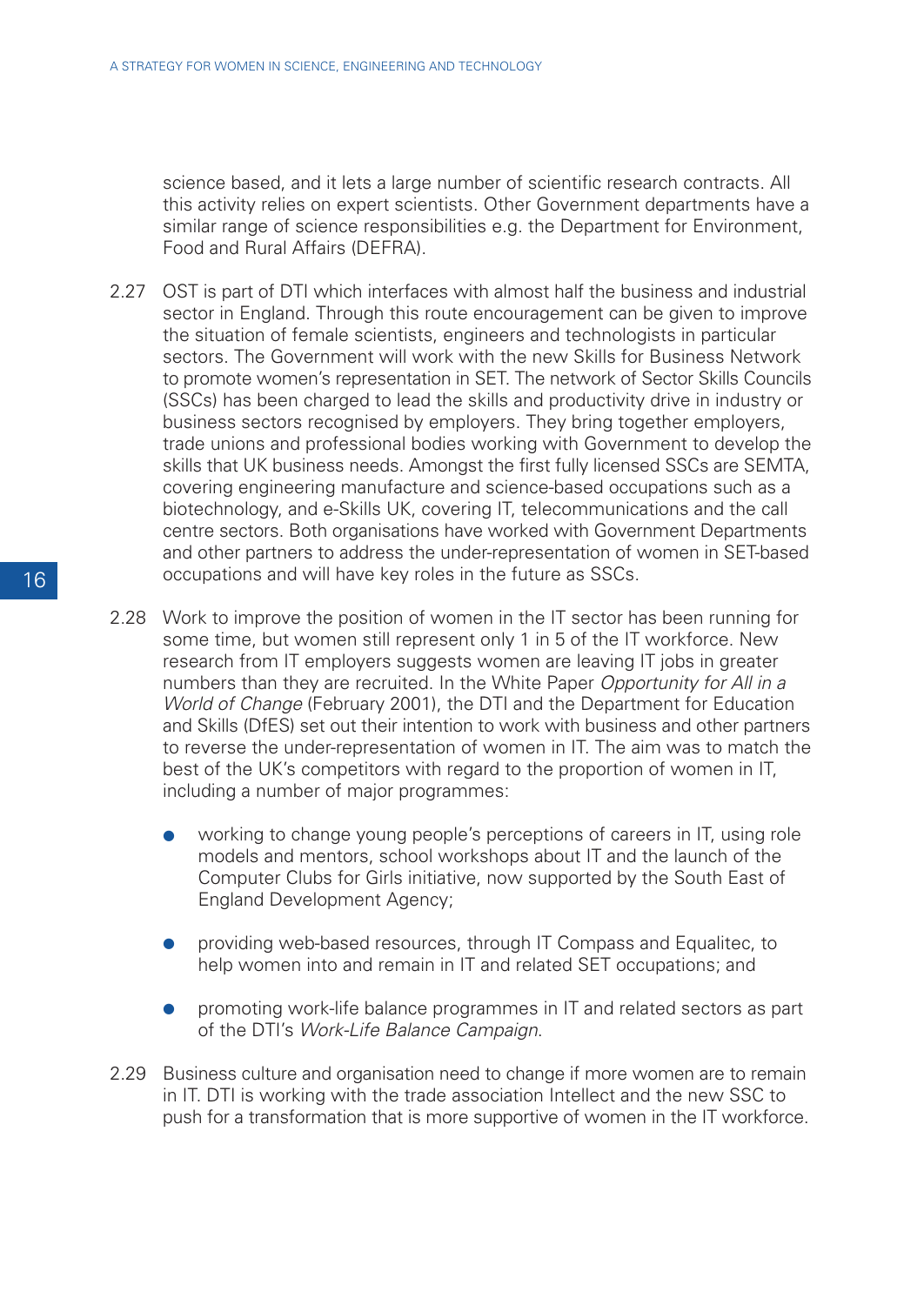science based, and it lets a large number of scientific research contracts. All this activity relies on expert scientists. Other Government departments have a similar range of science responsibilities e.g. the Department for Environment, Food and Rural Affairs (DEFRA).

2.27 OST is part of DTI which interfaces with almost half the business and industrial sector in England. Through this route encouragement can be given to improve the situation of female scientists, engineers and technologists in particular sectors. The Government will work with the new Skills for Business Network to promote women's representation in SET. The network of Sector Skills Councils (SSCs) has been charged to lead the skills and productivity drive in industry or business sectors recognised by employers. They bring together employers, trade unions and professional bodies working with Government to develop the skills that UK business needs. Amongst the first fully licensed SSCs are SEMTA, covering engineering manufacture and science-based occupations such as a biotechnology, and e-Skills UK, covering IT, telecommunications and the call centre sectors. Both organisations have worked with Government Departments and other partners to address the under-representation of women in SET-based occupations and will have key roles in the future as SSCs.

2.28 Work to improve the position of women in the IT sector has been running for some time, but women still represent only 1 in 5 of the IT workforce. New research from IT employers suggests women are leaving IT jobs in greater numbers than they are recruited. In the White Paper *Opportunity for All in a World of Change* (February 2001), the DTI and the Department for Education and Skills (DfES) set out their intention to work with business and other partners to reverse the under-representation of women in IT. The aim was to match the best of the UK's competitors with regard to the proportion of women in IT, including a number of major programmes:

- working to change young people's perceptions of careers in IT, using role models and mentors, school workshops about IT and the launch of the Computer Clubs for Girls initiative, now supported by the South East of England Development Agency;
- providing web-based resources, through IT Compass and Equalitec, to help women into and remain in IT and related SET occupations; and
- promoting work-life balance programmes in IT and related sectors as part of the DTI's *Work-Life Balance Campaign*.

2.29 Business culture and organisation need to change if more women are to remain in IT. DTI is working with the trade association Intellect and the new SSC to push for a transformation that is more supportive of women in the IT workforce.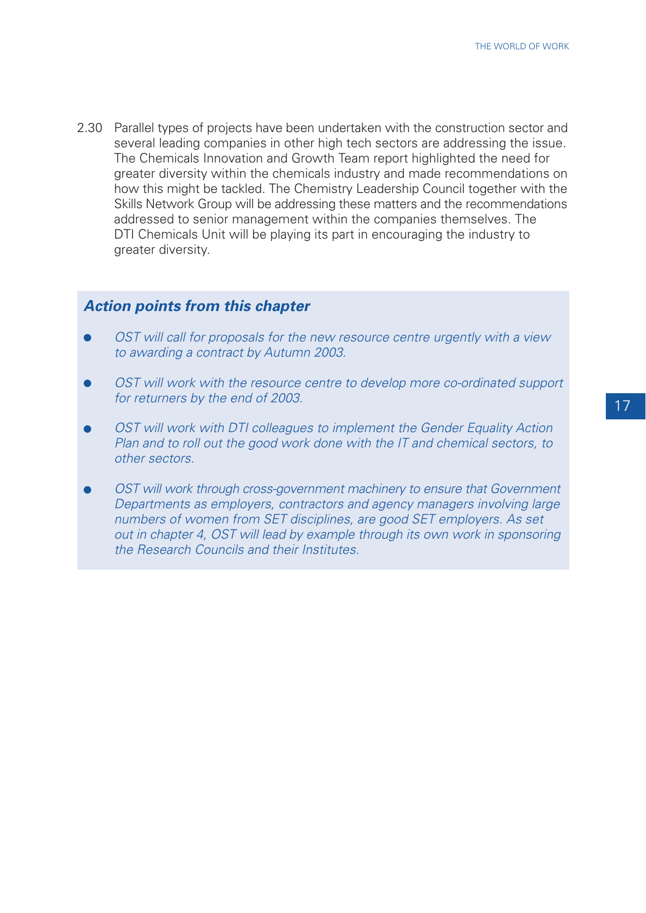2.30 Parallel types of projects have been undertaken with the construction sector and several leading companies in other high tech sectors are addressing the issue. The Chemicals Innovation and Growth Team report highlighted the need for greater diversity within the chemicals industry and made recommendations on how this might be tackled. The Chemistry Leadership Council together with the Skills Network Group will be addressing these matters and the recommendations addressed to senior management within the companies themselves. The DTI Chemicals Unit will be playing its part in encouraging the industry to greater diversity.

### *Action points from this chapter*

- *OST will call for proposals for the new resource centre urgently with a view to awarding a contract by Autumn 2003.*
- *OST will work with the resource centre to develop more co-ordinated support for returners by the end of 2003.*
- *OST will work with DTI colleagues to implement the Gender Equality Action Plan and to roll out the good work done with the IT and chemical sectors, to other sectors.*
- *OST will work through cross-government machinery to ensure that Government Departments as employers, contractors and agency managers involving large numbers of women from SET disciplines, are good SET employers. As set out in chapter 4, OST will lead by example through its own work in sponsoring the Research Councils and their Institutes.*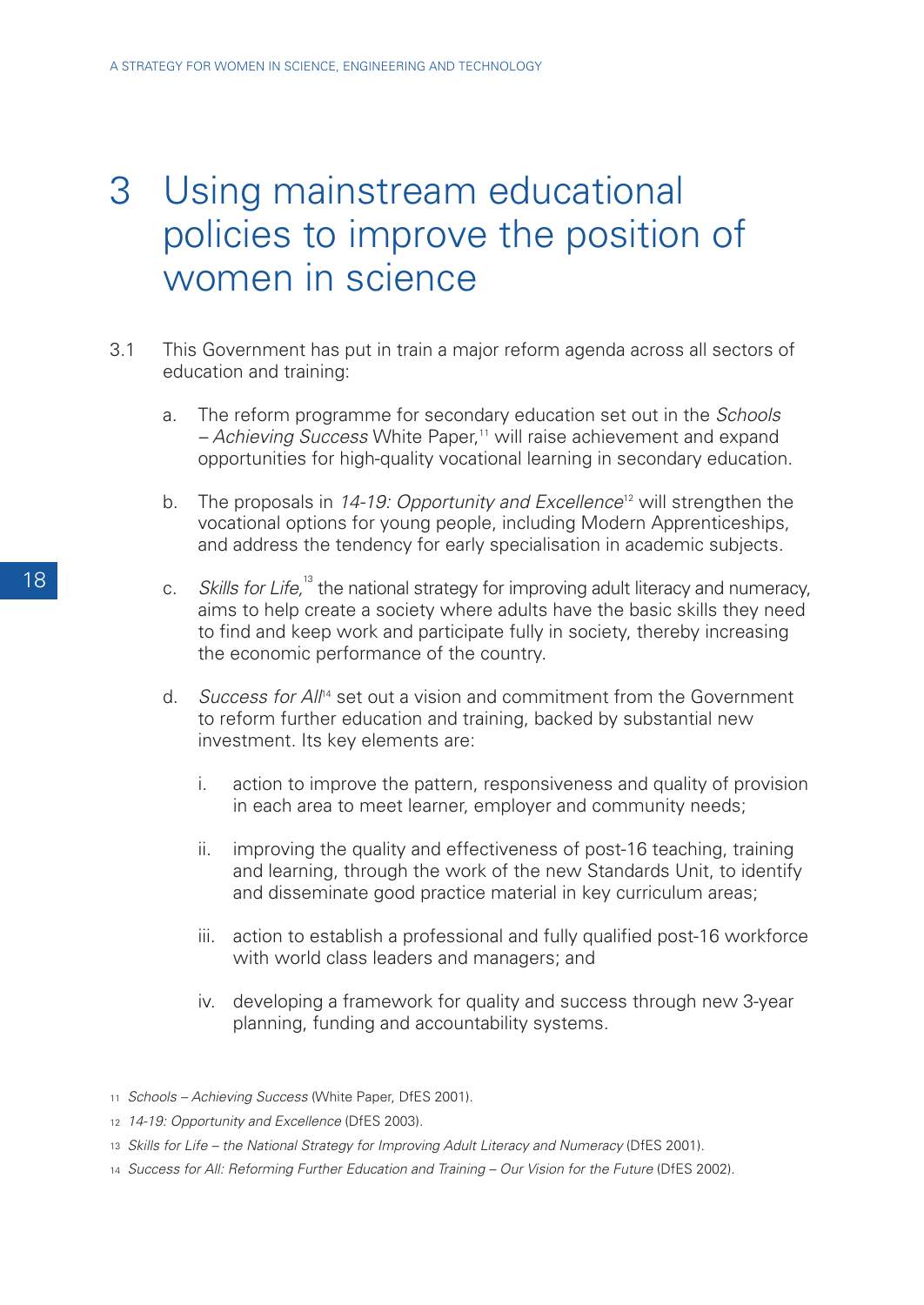# 3 Using mainstream educational policies to improve the position of women in science

3.1 This Government has put in train a major reform agenda across all sectors of education and training:

a. The reform programme for secondary education set out in the *Schools – Achieving Success* White Paper,[11] will raise achievement and expand opportunities for high-quality vocational learning in secondary education.

b. The proposals in *14-19: Opportunity and Excellence*[12] will strengthen the vocational options for young people, including Modern Apprenticeships, and address the tendency for early specialisation in academic subjects.

c. *Skills for Life,*[13] the national strategy for improving adult literacy and numeracy, aims to help create a society where adults have the basic skills they need to find and keep work and participate fully in society, thereby increasing the economic performance of the country.

d. *Success for All*[14] set out a vision and commitment from the Government to reform further education and training, backed by substantial new investment. Its key elements are:

   i. action to improve the pattern, responsiveness and quality of provision in each area to meet learner, employer and community needs;

   ii. improving the quality and effectiveness of post-16 teaching, training and learning, through the work of the new Standards Unit, to identify and disseminate good practice material in key curriculum areas;

   iii. action to establish a professional and fully qualified post-16 workforce with world class leaders and managers; and

   iv. developing a framework for quality and success through new 3-year planning, funding and accountability systems.

---

11 *Schools – Achieving Success* (White Paper, DfES 2001).

12 *14-19: Opportunity and Excellence* (DfES 2003).

13 *Skills for Life – the National Strategy for Improving Adult Literacy and Numeracy* (DfES 2001).

14 *Success for All: Reforming Further Education and Training – Our Vision for the Future* (DfES 2002).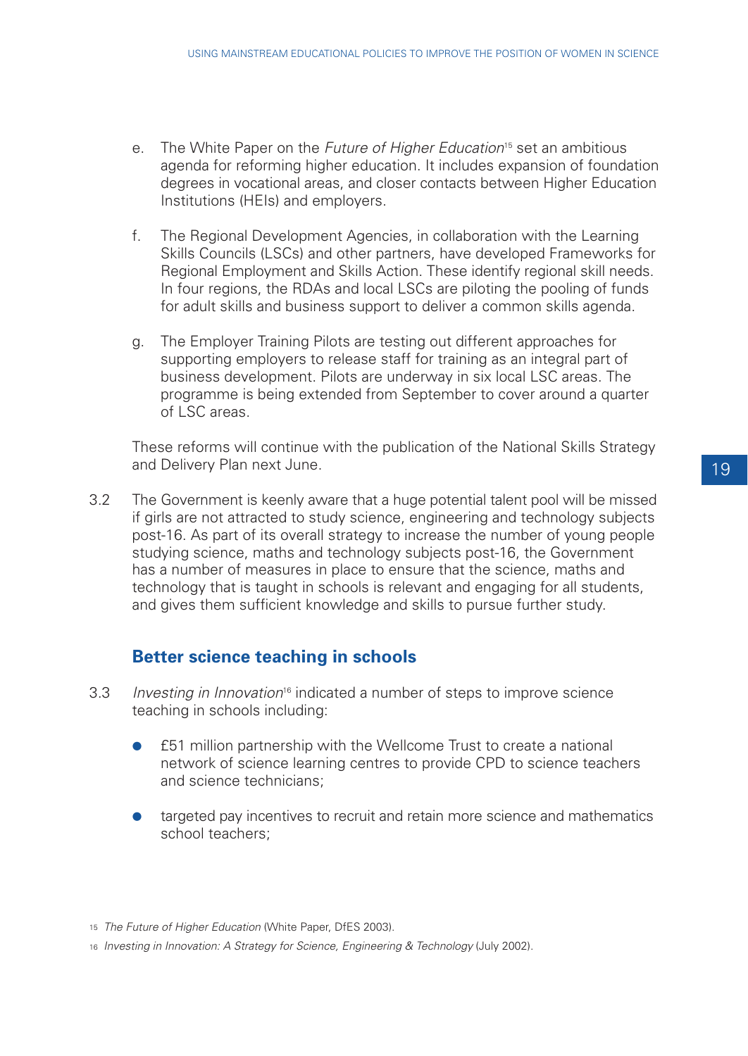e. The White Paper on the *Future of Higher Education*[15] set an ambitious agenda for reforming higher education. It includes expansion of foundation degrees in vocational areas, and closer contacts between Higher Education Institutions (HEIs) and employers.

f. The Regional Development Agencies, in collaboration with the Learning Skills Councils (LSCs) and other partners, have developed Frameworks for Regional Employment and Skills Action. These identify regional skill needs. In four regions, the RDAs and local LSCs are piloting the pooling of funds for adult skills and business support to deliver a common skills agenda.

g. The Employer Training Pilots are testing out different approaches for supporting employers to release staff for training as an integral part of business development. Pilots are underway in six local LSC areas. The programme is being extended from September to cover around a quarter of LSC areas.

These reforms will continue with the publication of the National Skills Strategy and Delivery Plan next June.

3.2 The Government is keenly aware that a huge potential talent pool will be missed if girls are not attracted to study science, engineering and technology subjects post-16. As part of its overall strategy to increase the number of young people studying science, maths and technology subjects post-16, the Government has a number of measures in place to ensure that the science, maths and technology that is taught in schools is relevant and engaging for all students, and gives them sufficient knowledge and skills to pursue further study.

## Better science teaching in schools

3.3 *Investing in Innovation*[16] indicated a number of steps to improve science teaching in schools including:

- £51 million partnership with the Wellcome Trust to create a national network of science learning centres to provide CPD to science teachers and science technicians;
- targeted pay incentives to recruit and retain more science and mathematics school teachers;

[15] *The Future of Higher Education* (White Paper, DfES 2003).

[16] *Investing in Innovation: A Strategy for Science, Engineering & Technology* (July 2002).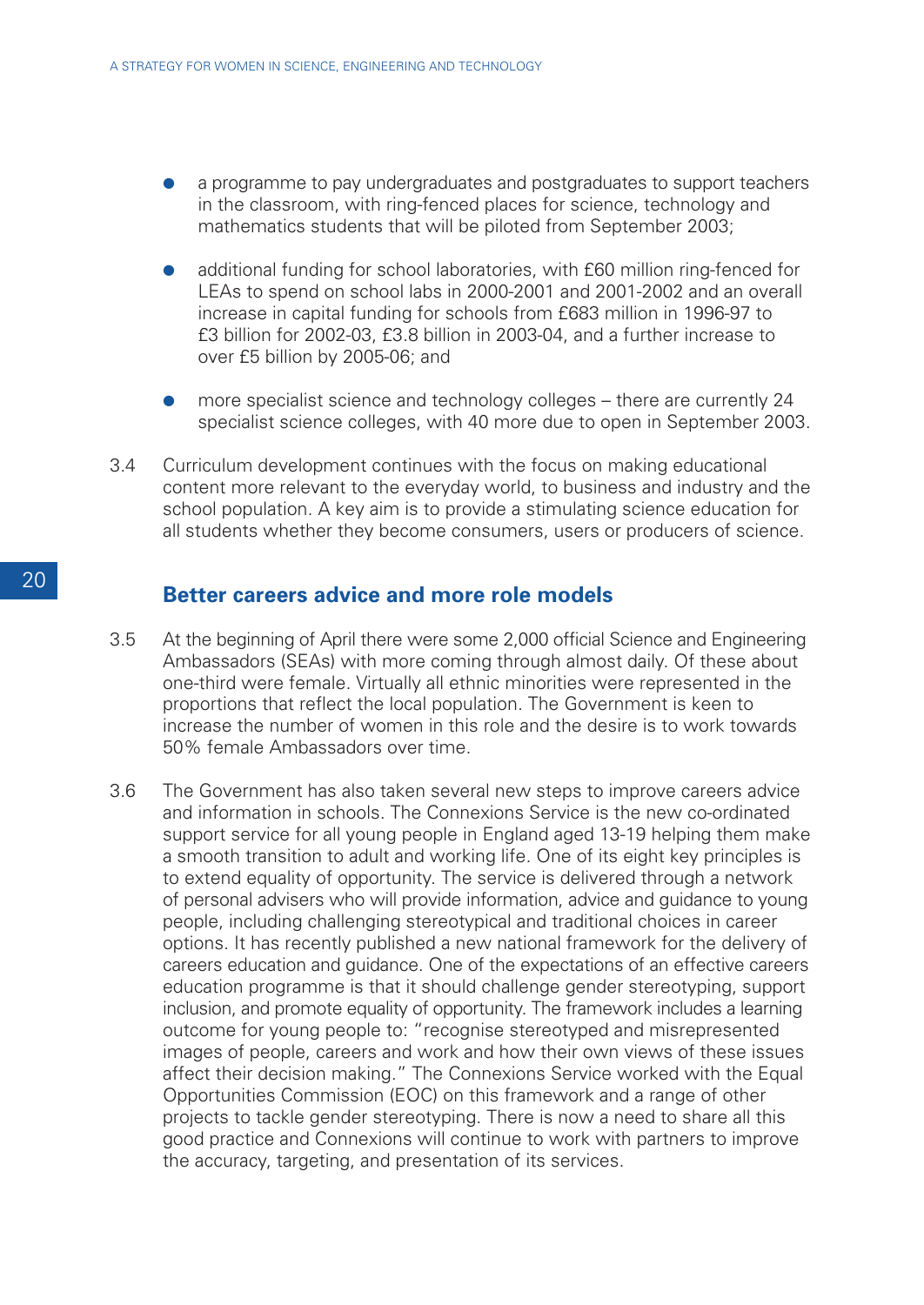- a programme to pay undergraduates and postgraduates to support teachers in the classroom, with ring-fenced places for science, technology and mathematics students that will be piloted from September 2003;
- additional funding for school laboratories, with £60 million ring-fenced for LEAs to spend on school labs in 2000-2001 and 2001-2002 and an overall increase in capital funding for schools from £683 million in 1996-97 to £3 billion for 2002-03, £3.8 billion in 2003-04, and a further increase to over £5 billion by 2005-06; and
- more specialist science and technology colleges – there are currently 24 specialist science colleges, with 40 more due to open in September 2003.

3.4 Curriculum development continues with the focus on making educational content more relevant to the everyday world, to business and industry and the school population. A key aim is to provide a stimulating science education for all students whether they become consumers, users or producers of science.

## Better careers advice and more role models

3.5 At the beginning of April there were some 2,000 official Science and Engineering Ambassadors (SEAs) with more coming through almost daily. Of these about one-third were female. Virtually all ethnic minorities were represented in the proportions that reflect the local population. The Government is keen to increase the number of women in this role and the desire is to work towards 50% female Ambassadors over time.

3.6 The Government has also taken several new steps to improve careers advice and information in schools. The Connexions Service is the new co-ordinated support service for all young people in England aged 13-19 helping them make a smooth transition to adult and working life. One of its eight key principles is to extend equality of opportunity. The service is delivered through a network of personal advisers who will provide information, advice and guidance to young people, including challenging stereotypical and traditional choices in career options. It has recently published a new national framework for the delivery of careers education and guidance. One of the expectations of an effective careers education programme is that it should challenge gender stereotyping, support inclusion, and promote equality of opportunity. The framework includes a learning outcome for young people to: "recognise stereotyped and misrepresented images of people, careers and work and how their own views of these issues affect their decision making." The Connexions Service worked with the Equal Opportunities Commission (EOC) on this framework and a range of other projects to tackle gender stereotyping. There is now a need to share all this good practice and Connexions will continue to work with partners to improve the accuracy, targeting, and presentation of its services.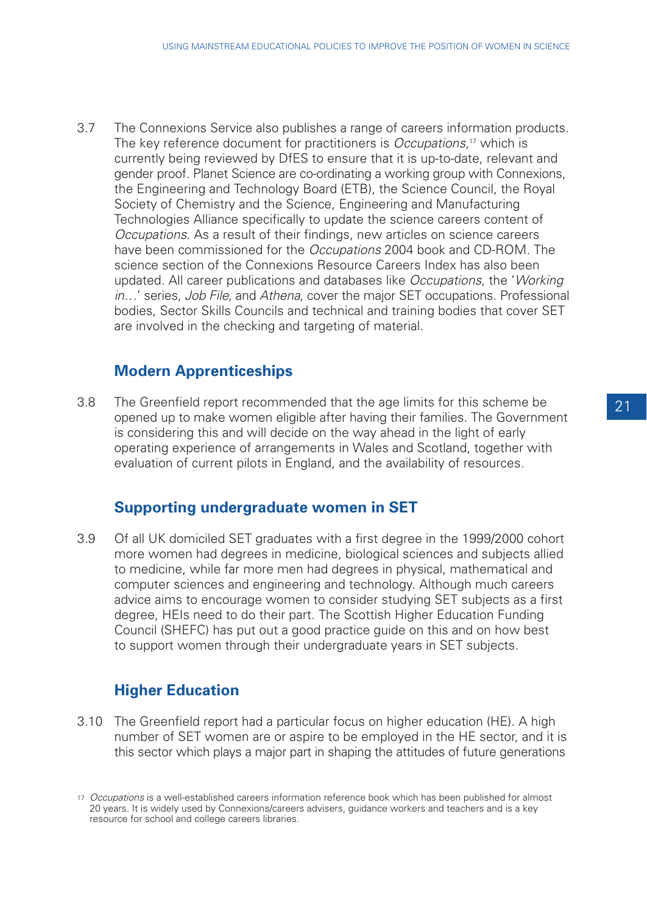3.7 The Connexions Service also publishes a range of careers information products. The key reference document for practitioners is *Occupations,*[17] which is currently being reviewed by DfES to ensure that it is up-to-date, relevant and gender proof. Planet Science are co-ordinating a working group with Connexions, the Engineering and Technology Board (ETB), the Science Council, the Royal Society of Chemistry and the Science, Engineering and Manufacturing Technologies Alliance specifically to update the science careers content of *Occupations.* As a result of their findings, new articles on science careers have been commissioned for the *Occupations* 2004 book and CD-ROM. The science section of the Connexions Resource Careers Index has also been updated. All career publications and databases like *Occupations*, the '*Working in…*' series, *Job File*, and *Athena*, cover the major SET occupations. Professional bodies, Sector Skills Councils and technical and training bodies that cover SET are involved in the checking and targeting of material.

## Modern Apprenticeships

3.8 The Greenfield report recommended that the age limits for this scheme be opened up to make women eligible after having their families. The Government is considering this and will decide on the way ahead in the light of early operating experience of arrangements in Wales and Scotland, together with evaluation of current pilots in England, and the availability of resources.

## Supporting undergraduate women in SET

3.9 Of all UK domiciled SET graduates with a first degree in the 1999/2000 cohort more women had degrees in medicine, biological sciences and subjects allied to medicine, while far more men had degrees in physical, mathematical and computer sciences and engineering and technology. Although much careers advice aims to encourage women to consider studying SET subjects as a first degree, HEIs need to do their part. The Scottish Higher Education Funding Council (SHEFC) has put out a good practice guide on this and on how best to support women through their undergraduate years in SET subjects.

## Higher Education

3.10 The Greenfield report had a particular focus on higher education (HE). A high number of SET women are or aspire to be employed in the HE sector, and it is this sector which plays a major part in shaping the attitudes of future generations

[17] *Occupations* is a well-established careers information reference book which has been published for almost 20 years. It is widely used by Connexions/careers advisers, guidance workers and teachers and is a key resource for school and college careers libraries.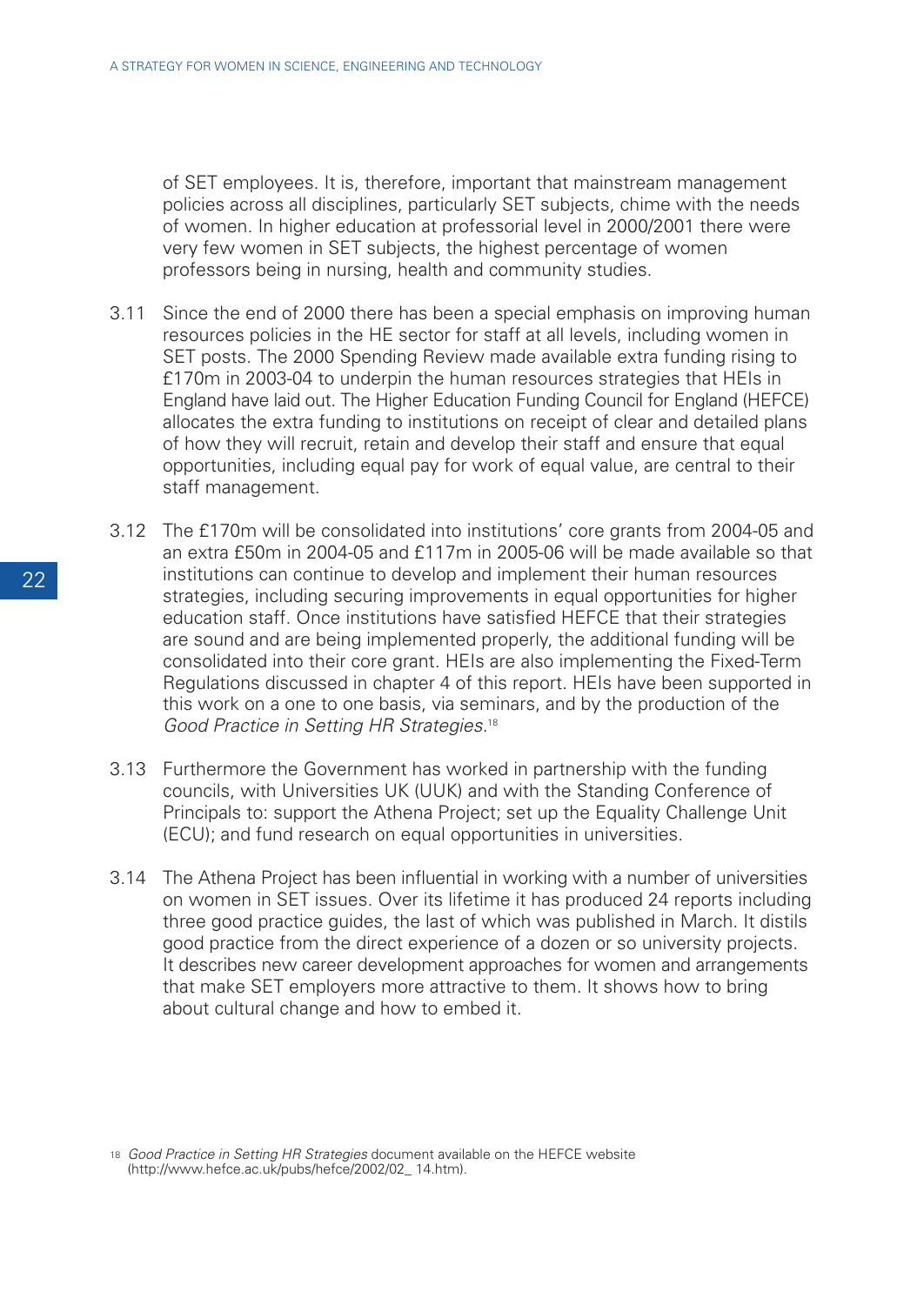of SET employees. It is, therefore, important that mainstream management policies across all disciplines, particularly SET subjects, chime with the needs of women. In higher education at professorial level in 2000/2001 there were very few women in SET subjects, the highest percentage of women professors being in nursing, health and community studies.

3.11 Since the end of 2000 there has been a special emphasis on improving human resources policies in the HE sector for staff at all levels, including women in SET posts. The 2000 Spending Review made available extra funding rising to £170m in 2003-04 to underpin the human resources strategies that HEIs in England have laid out. The Higher Education Funding Council for England (HEFCE) allocates the extra funding to institutions on receipt of clear and detailed plans of how they will recruit, retain and develop their staff and ensure that equal opportunities, including equal pay for work of equal value, are central to their staff management.

3.12 The £170m will be consolidated into institutions' core grants from 2004-05 and an extra £50m in 2004-05 and £117m in 2005-06 will be made available so that institutions can continue to develop and implement their human resources strategies, including securing improvements in equal opportunities for higher education staff. Once institutions have satisfied HEFCE that their strategies are sound and are being implemented properly, the additional funding will be consolidated into their core grant. HEIs are also implementing the Fixed-Term Regulations discussed in chapter 4 of this report. HEIs have been supported in this work on a one to one basis, via seminars, and by the production of the *Good Practice in Setting HR Strategies.*[18]

3.13 Furthermore the Government has worked in partnership with the funding councils, with Universities UK (UUK) and with the Standing Conference of Principals to: support the Athena Project; set up the Equality Challenge Unit (ECU); and fund research on equal opportunities in universities.

3.14 The Athena Project has been influential in working with a number of universities on women in SET issues. Over its lifetime it has produced 24 reports including three good practice guides, the last of which was published in March. It distils good practice from the direct experience of a dozen or so university projects. It describes new career development approaches for women and arrangements that make SET employers more attractive to them. It shows how to bring about cultural change and how to embed it.

[18] *Good Practice in Setting HR Strategies* document available on the HEFCE website (http://www.hefce.ac.uk/pubs/hefce/2002/02_ 14.htm).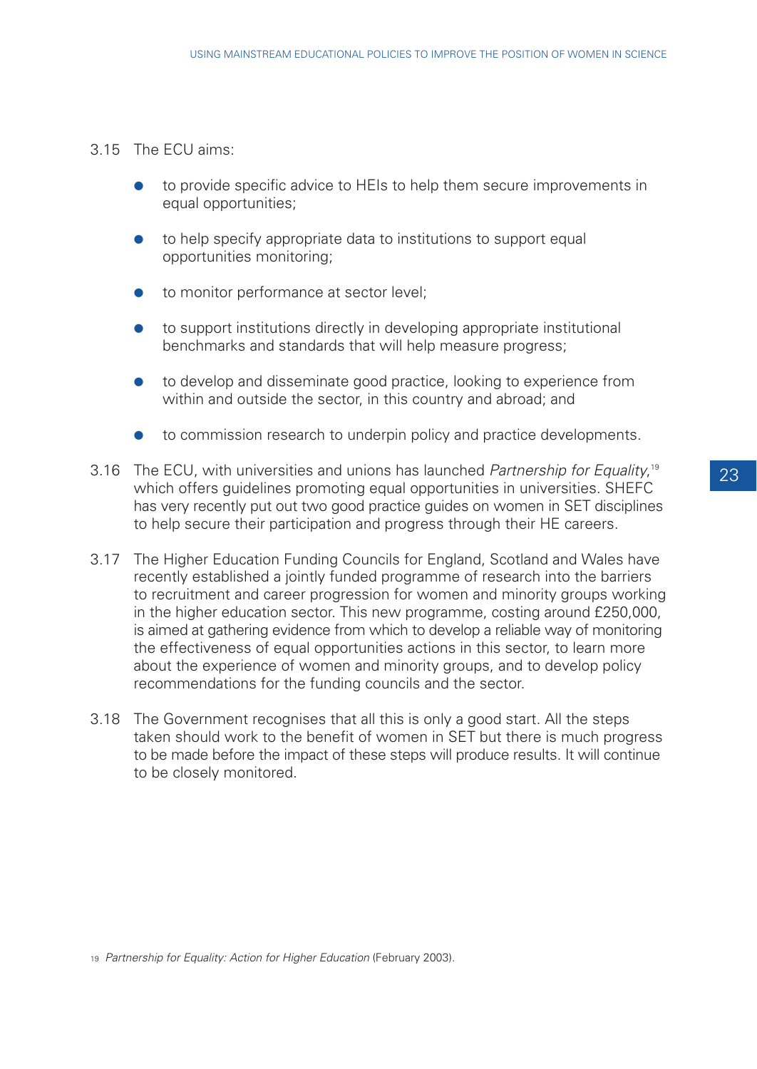3.15 The ECU aims:

- to provide specific advice to HEIs to help them secure improvements in equal opportunities;
- to help specify appropriate data to institutions to support equal opportunities monitoring;
- to monitor performance at sector level;
- to support institutions directly in developing appropriate institutional benchmarks and standards that will help measure progress;
- to develop and disseminate good practice, looking to experience from within and outside the sector, in this country and abroad; and
- to commission research to underpin policy and practice developments.

3.16 The ECU, with universities and unions has launched *Partnership for Equality*,[19] which offers guidelines promoting equal opportunities in universities. SHEFC has very recently put out two good practice guides on women in SET disciplines to help secure their participation and progress through their HE careers.

3.17 The Higher Education Funding Councils for England, Scotland and Wales have recently established a jointly funded programme of research into the barriers to recruitment and career progression for women and minority groups working in the higher education sector. This new programme, costing around £250,000, is aimed at gathering evidence from which to develop a reliable way of monitoring the effectiveness of equal opportunities actions in this sector, to learn more about the experience of women and minority groups, and to develop policy recommendations for the funding councils and the sector.

3.18 The Government recognises that all this is only a good start. All the steps taken should work to the benefit of women in SET but there is much progress to be made before the impact of these steps will produce results. It will continue to be closely monitored.

[19] *Partnership for Equality: Action for Higher Education* (February 2003).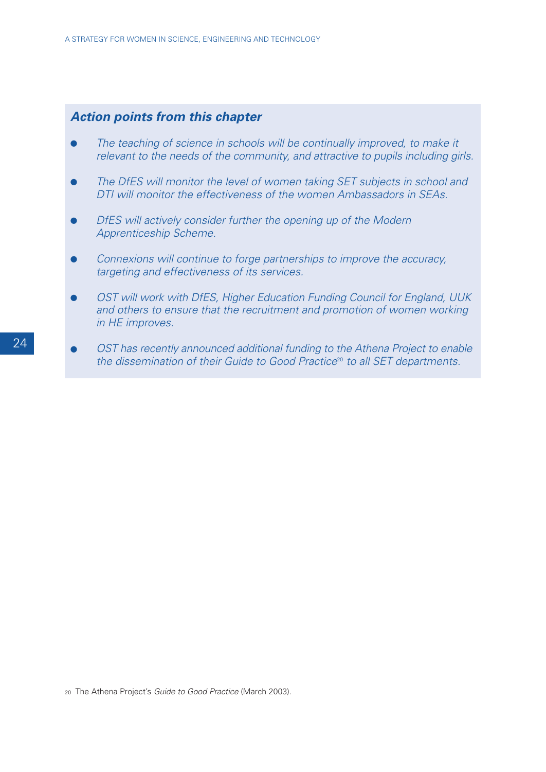### *Action points from this chapter*

- *The teaching of science in schools will be continually improved, to make it relevant to the needs of the community, and attractive to pupils including girls.*
- *The DfES will monitor the level of women taking SET subjects in school and DTI will monitor the effectiveness of the women Ambassadors in SEAs.*
- *DfES will actively consider further the opening up of the Modern Apprenticeship Scheme.*
- *Connexions will continue to forge partnerships to improve the accuracy, targeting and effectiveness of its services.*
- *OST will work with DfES, Higher Education Funding Council for England, UUK and others to ensure that the recruitment and promotion of women working in HE improves.*
- *OST has recently announced additional funding to the Athena Project to enable the dissemination of their Guide to Good Practice*[20] *to all SET departments.*

[20] The Athena Project's *Guide to Good Practice* (March 2003).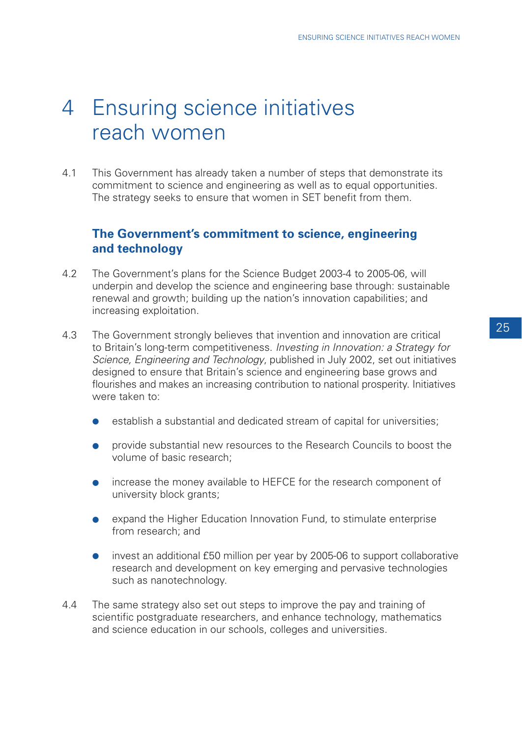# 4 Ensuring science initiatives reach women

4.1 This Government has already taken a number of steps that demonstrate its commitment to science and engineering as well as to equal opportunities. The strategy seeks to ensure that women in SET benefit from them.

## The Government's commitment to science, engineering and technology

4.2 The Government's plans for the Science Budget 2003-4 to 2005-06, will underpin and develop the science and engineering base through: sustainable renewal and growth; building up the nation's innovation capabilities; and increasing exploitation.

4.3 The Government strongly believes that invention and innovation are critical to Britain's long-term competitiveness. *Investing in Innovation: a Strategy for Science, Engineering and Technology*, published in July 2002, set out initiatives designed to ensure that Britain's science and engineering base grows and flourishes and makes an increasing contribution to national prosperity. Initiatives were taken to:

- establish a substantial and dedicated stream of capital for universities;
- provide substantial new resources to the Research Councils to boost the volume of basic research;
- increase the money available to HEFCE for the research component of university block grants;
- expand the Higher Education Innovation Fund, to stimulate enterprise from research; and
- invest an additional £50 million per year by 2005-06 to support collaborative research and development on key emerging and pervasive technologies such as nanotechnology.

4.4 The same strategy also set out steps to improve the pay and training of scientific postgraduate researchers, and enhance technology, mathematics and science education in our schools, colleges and universities.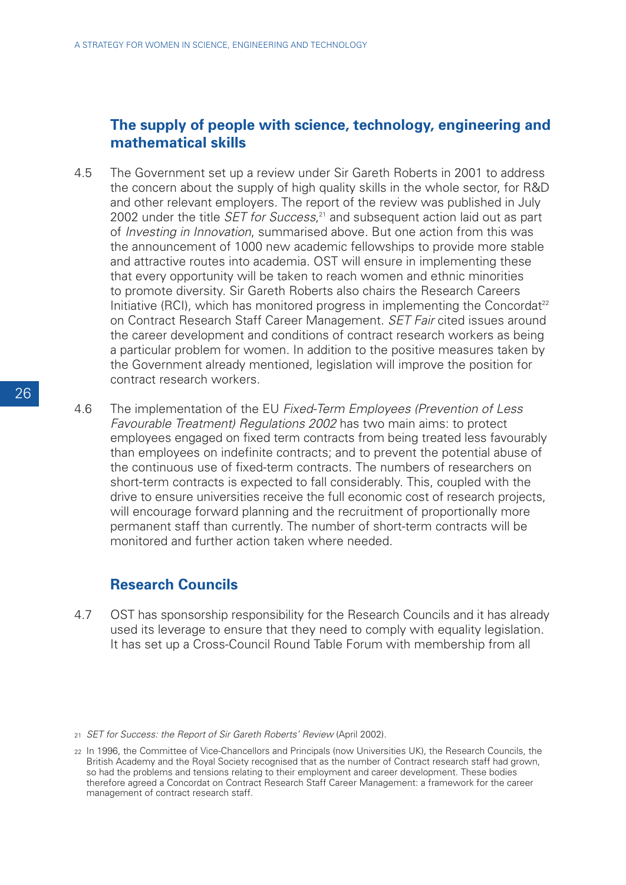## The supply of people with science, technology, engineering and mathematical skills

4.5 The Government set up a review under Sir Gareth Roberts in 2001 to address the concern about the supply of high quality skills in the whole sector, for R&D and other relevant employers. The report of the review was published in July 2002 under the title *SET for Success*,[21] and subsequent action laid out as part of *Investing in Innovation*, summarised above. But one action from this was the announcement of 1000 new academic fellowships to provide more stable and attractive routes into academia. OST will ensure in implementing these that every opportunity will be taken to reach women and ethnic minorities to promote diversity. Sir Gareth Roberts also chairs the Research Careers Initiative (RCI), which has monitored progress in implementing the Concordat[22] on Contract Research Staff Career Management. *SET Fair* cited issues around the career development and conditions of contract research workers as being a particular problem for women. In addition to the positive measures taken by the Government already mentioned, legislation will improve the position for contract research workers.

4.6 The implementation of the EU *Fixed-Term Employees (Prevention of Less Favourable Treatment) Regulations 2002* has two main aims: to protect employees engaged on fixed term contracts from being treated less favourably than employees on indefinite contracts; and to prevent the potential abuse of the continuous use of fixed-term contracts. The numbers of researchers on short-term contracts is expected to fall considerably. This, coupled with the drive to ensure universities receive the full economic cost of research projects, will encourage forward planning and the recruitment of proportionally more permanent staff than currently. The number of short-term contracts will be monitored and further action taken where needed.

## Research Councils

4.7 OST has sponsorship responsibility for the Research Councils and it has already used its leverage to ensure that they need to comply with equality legislation. It has set up a Cross-Council Round Table Forum with membership from all

---

[21] *SET for Success: the Report of Sir Gareth Roberts' Review* (April 2002).

[22] In 1996, the Committee of Vice-Chancellors and Principals (now Universities UK), the Research Councils, the British Academy and the Royal Society recognised that as the number of Contract research staff had grown, so had the problems and tensions relating to their employment and career development. These bodies therefore agreed a Concordat on Contract Research Staff Career Management: a framework for the career management of contract research staff.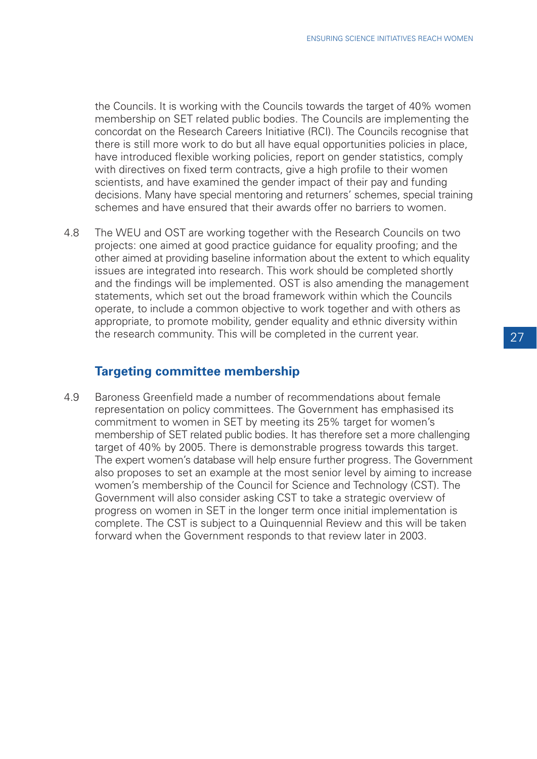the Councils. It is working with the Councils towards the target of 40% women membership on SET related public bodies. The Councils are implementing the concordat on the Research Careers Initiative (RCI). The Councils recognise that there is still more work to do but all have equal opportunities policies in place, have introduced flexible working policies, report on gender statistics, comply with directives on fixed term contracts, give a high profile to their women scientists, and have examined the gender impact of their pay and funding decisions. Many have special mentoring and returners' schemes, special training schemes and have ensured that their awards offer no barriers to women.

4.8 The WEU and OST are working together with the Research Councils on two projects: one aimed at good practice guidance for equality proofing; and the other aimed at providing baseline information about the extent to which equality issues are integrated into research. This work should be completed shortly and the findings will be implemented. OST is also amending the management statements, which set out the broad framework within which the Councils operate, to include a common objective to work together and with others as appropriate, to promote mobility, gender equality and ethnic diversity within the research community. This will be completed in the current year.

### Targeting committee membership

4.9 Baroness Greenfield made a number of recommendations about female representation on policy committees. The Government has emphasised its commitment to women in SET by meeting its 25% target for women's membership of SET related public bodies. It has therefore set a more challenging target of 40% by 2005. There is demonstrable progress towards this target. The expert women's database will help ensure further progress. The Government also proposes to set an example at the most senior level by aiming to increase women's membership of the Council for Science and Technology (CST). The Government will also consider asking CST to take a strategic overview of progress on women in SET in the longer term once initial implementation is complete. The CST is subject to a Quinquennial Review and this will be taken forward when the Government responds to that review later in 2003.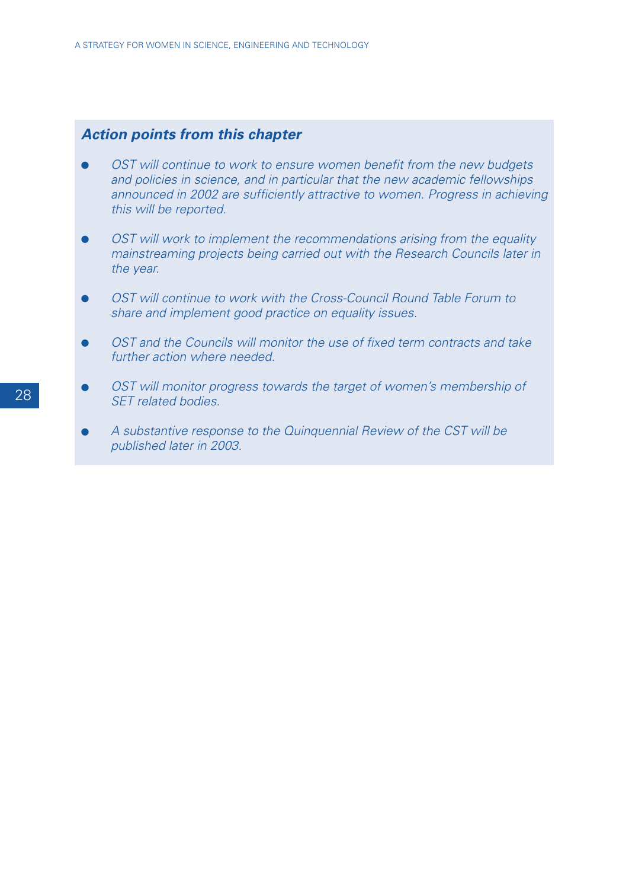### *Action points from this chapter*

- *OST will continue to work to ensure women benefit from the new budgets and policies in science, and in particular that the new academic fellowships announced in 2002 are sufficiently attractive to women. Progress in achieving this will be reported.*

- *OST will work to implement the recommendations arising from the equality mainstreaming projects being carried out with the Research Councils later in the year.*

- *OST will continue to work with the Cross-Council Round Table Forum to share and implement good practice on equality issues.*

- *OST and the Councils will monitor the use of fixed term contracts and take further action where needed.*

- *OST will monitor progress towards the target of women's membership of SET related bodies.*

- *A substantive response to the Quinquennial Review of the CST will be published later in 2003.*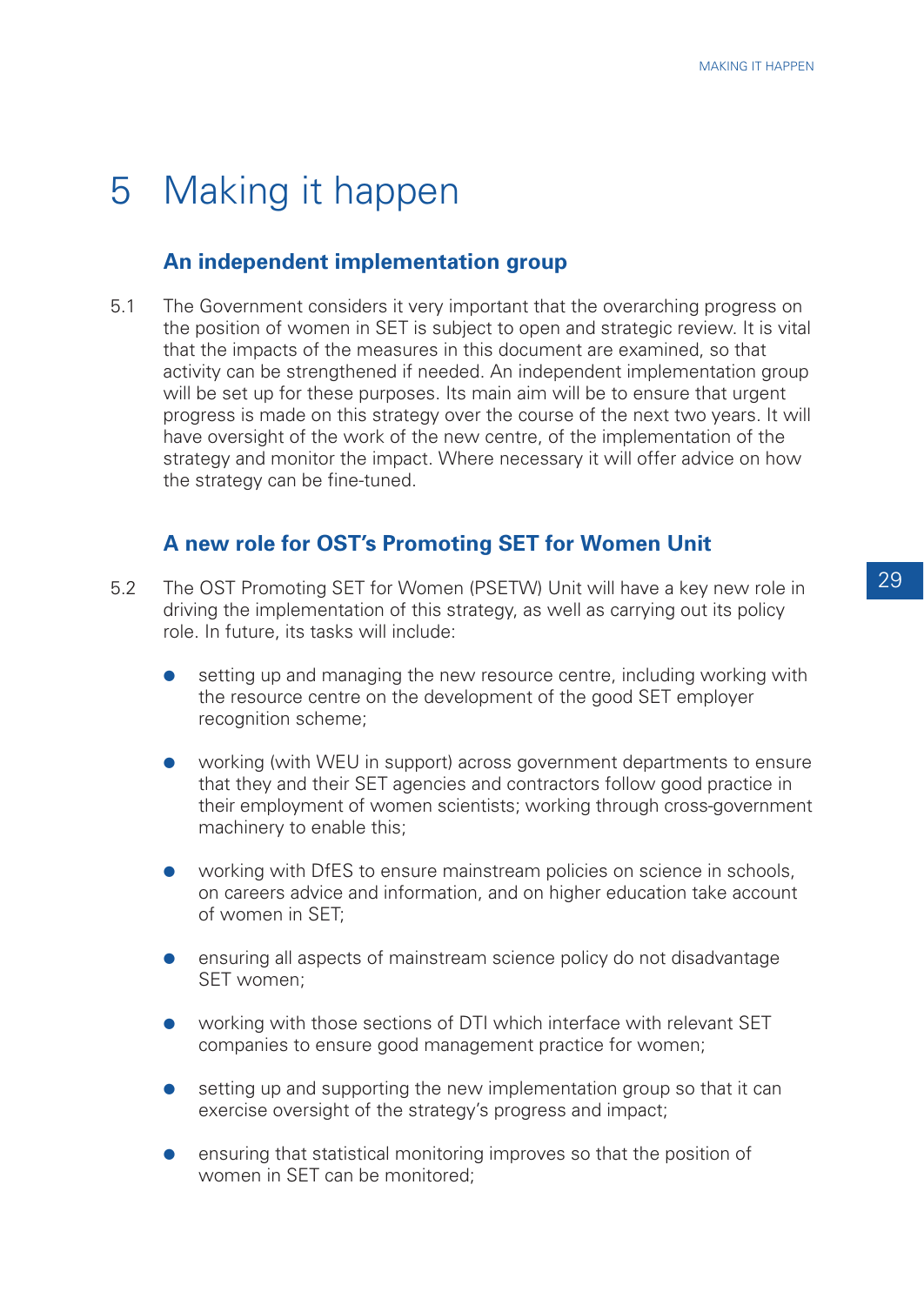# 5 Making it happen

## An independent implementation group

5.1 The Government considers it very important that the overarching progress on the position of women in SET is subject to open and strategic review. It is vital that the impacts of the measures in this document are examined, so that activity can be strengthened if needed. An independent implementation group will be set up for these purposes. Its main aim will be to ensure that urgent progress is made on this strategy over the course of the next two years. It will have oversight of the work of the new centre, of the implementation of the strategy and monitor the impact. Where necessary it will offer advice on how the strategy can be fine-tuned.

## A new role for OST's Promoting SET for Women Unit

5.2 The OST Promoting SET for Women (PSETW) Unit will have a key new role in driving the implementation of this strategy, as well as carrying out its policy role. In future, its tasks will include:

- setting up and managing the new resource centre, including working with the resource centre on the development of the good SET employer recognition scheme;
- working (with WEU in support) across government departments to ensure that they and their SET agencies and contractors follow good practice in their employment of women scientists; working through cross-government machinery to enable this;
- working with DfES to ensure mainstream policies on science in schools, on careers advice and information, and on higher education take account of women in SET;
- ensuring all aspects of mainstream science policy do not disadvantage SET women;
- working with those sections of DTI which interface with relevant SET companies to ensure good management practice for women;
- setting up and supporting the new implementation group so that it can exercise oversight of the strategy's progress and impact;
- ensuring that statistical monitoring improves so that the position of women in SET can be monitored;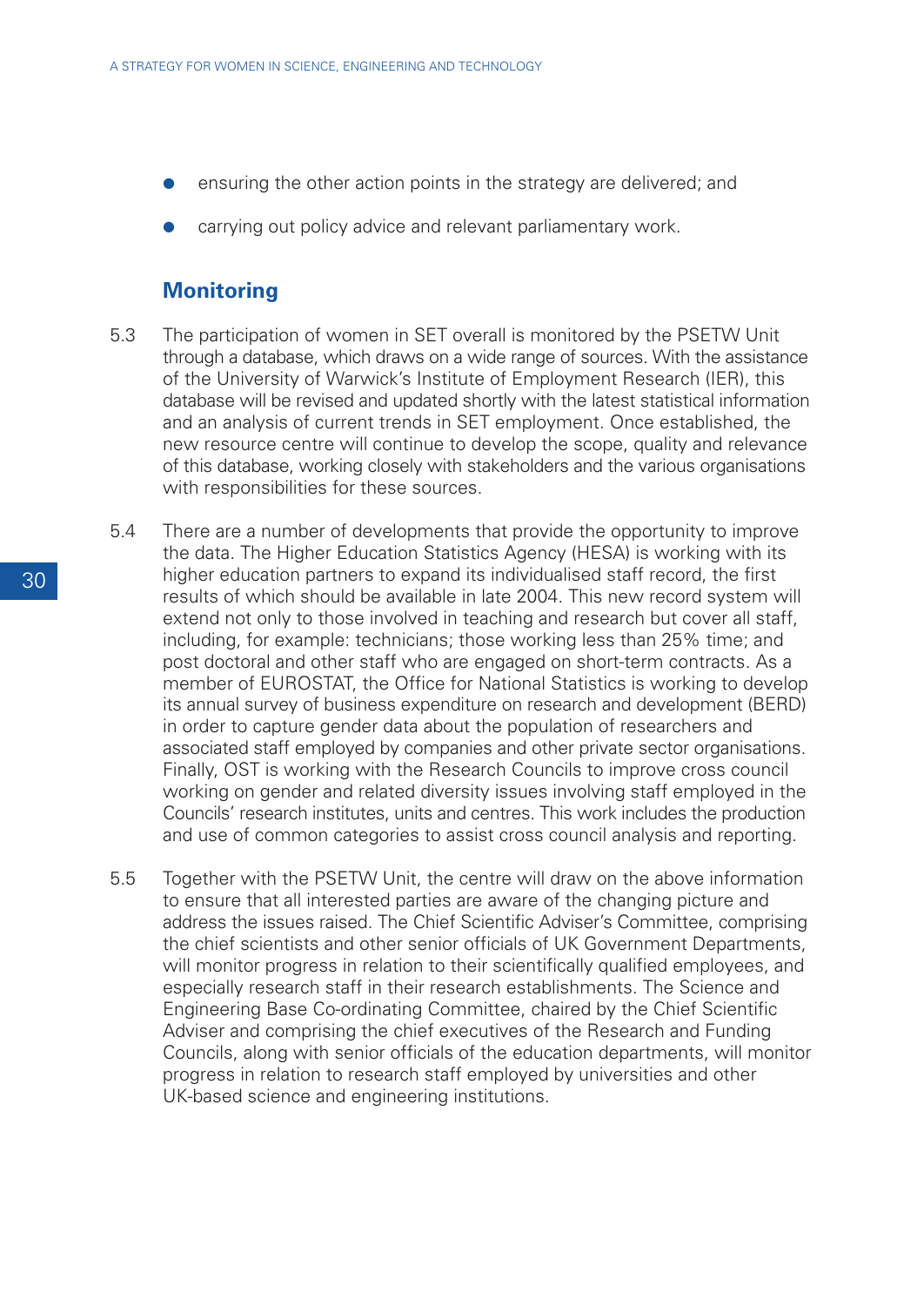- ensuring the other action points in the strategy are delivered; and
- carrying out policy advice and relevant parliamentary work.

## Monitoring

5.3 The participation of women in SET overall is monitored by the PSETW Unit through a database, which draws on a wide range of sources. With the assistance of the University of Warwick's Institute of Employment Research (IER), this database will be revised and updated shortly with the latest statistical information and an analysis of current trends in SET employment. Once established, the new resource centre will continue to develop the scope, quality and relevance of this database, working closely with stakeholders and the various organisations with responsibilities for these sources.

5.4 There are a number of developments that provide the opportunity to improve the data. The Higher Education Statistics Agency (HESA) is working with its higher education partners to expand its individualised staff record, the first results of which should be available in late 2004. This new record system will extend not only to those involved in teaching and research but cover all staff, including, for example: technicians; those working less than 25% time; and post doctoral and other staff who are engaged on short-term contracts. As a member of EUROSTAT, the Office for National Statistics is working to develop its annual survey of business expenditure on research and development (BERD) in order to capture gender data about the population of researchers and associated staff employed by companies and other private sector organisations. Finally, OST is working with the Research Councils to improve cross council working on gender and related diversity issues involving staff employed in the Councils' research institutes, units and centres. This work includes the production and use of common categories to assist cross council analysis and reporting.

5.5 Together with the PSETW Unit, the centre will draw on the above information to ensure that all interested parties are aware of the changing picture and address the issues raised. The Chief Scientific Adviser's Committee, comprising the chief scientists and other senior officials of UK Government Departments, will monitor progress in relation to their scientifically qualified employees, and especially research staff in their research establishments. The Science and Engineering Base Co-ordinating Committee, chaired by the Chief Scientific Adviser and comprising the chief executives of the Research and Funding Councils, along with senior officials of the education departments, will monitor progress in relation to research staff employed by universities and other UK-based science and engineering institutions.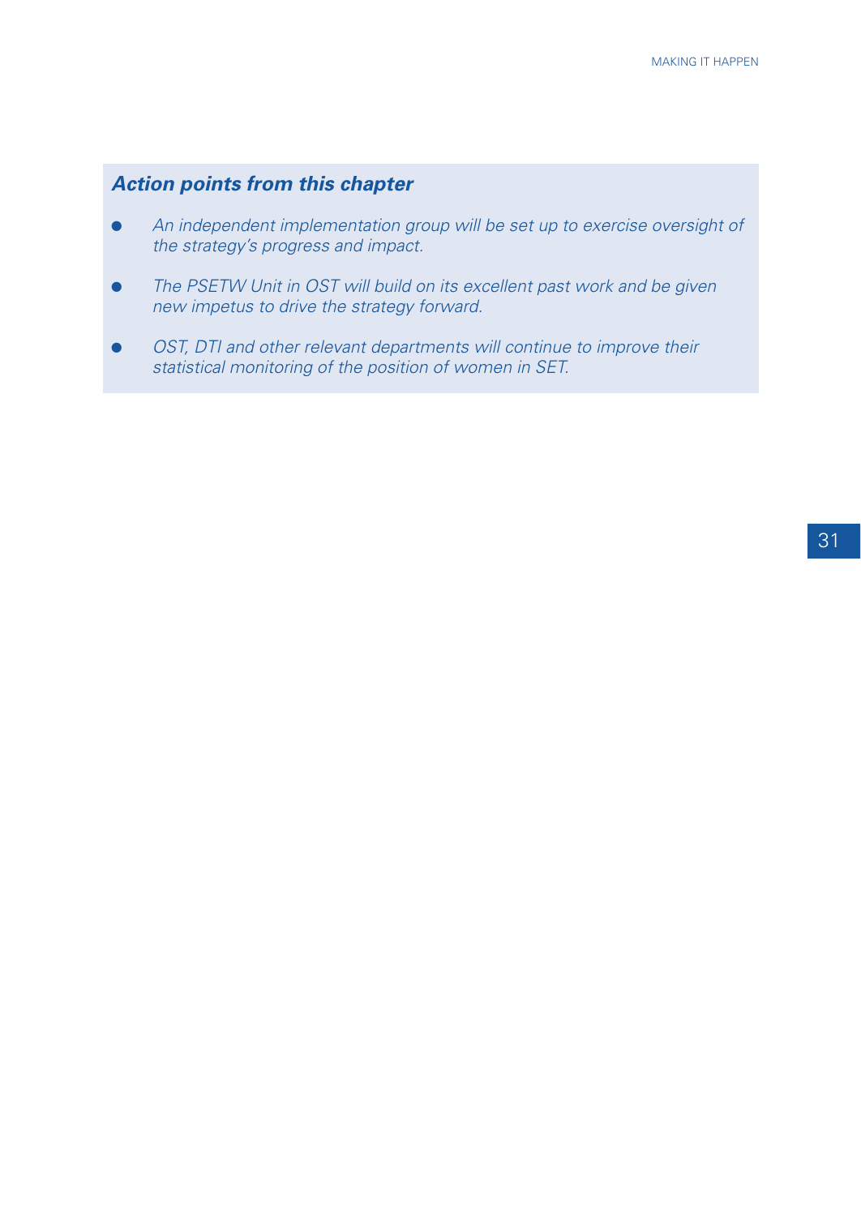### *Action points from this chapter*

- *An independent implementation group will be set up to exercise oversight of the strategy's progress and impact.*
- *The PSETW Unit in OST will build on its excellent past work and be given new impetus to drive the strategy forward.*
- *OST, DTI and other relevant departments will continue to improve their statistical monitoring of the position of women in SET.*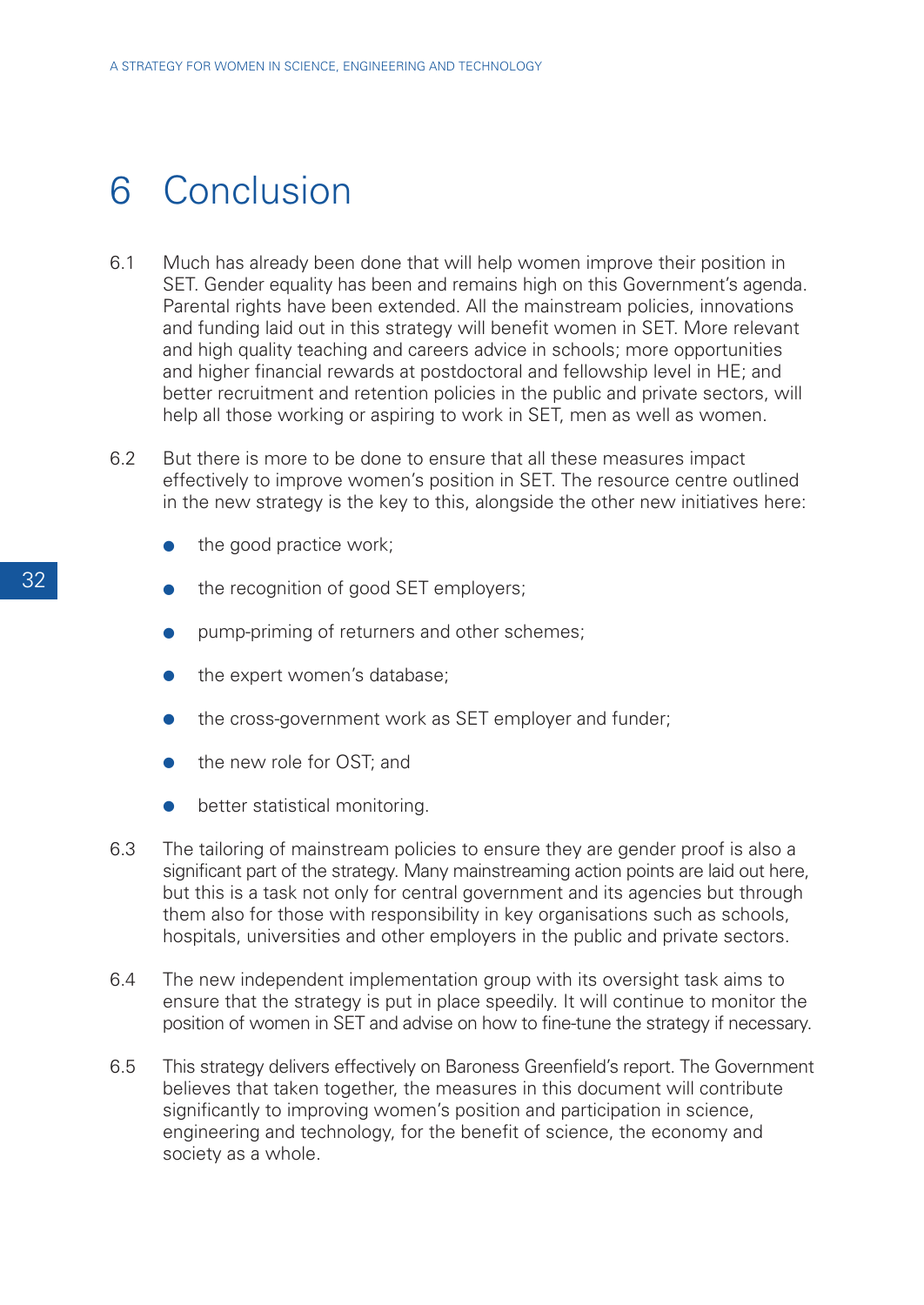# 6 Conclusion

6.1 Much has already been done that will help women improve their position in SET. Gender equality has been and remains high on this Government's agenda. Parental rights have been extended. All the mainstream policies, innovations and funding laid out in this strategy will benefit women in SET. More relevant and high quality teaching and careers advice in schools; more opportunities and higher financial rewards at postdoctoral and fellowship level in HE; and better recruitment and retention policies in the public and private sectors, will help all those working or aspiring to work in SET, men as well as women.

6.2 But there is more to be done to ensure that all these measures impact effectively to improve women's position in SET. The resource centre outlined in the new strategy is the key to this, alongside the other new initiatives here:

- the good practice work;
- the recognition of good SET employers;
- pump-priming of returners and other schemes;
- the expert women's database;
- the cross-government work as SET employer and funder;
- the new role for OST; and
- better statistical monitoring.

6.3 The tailoring of mainstream policies to ensure they are gender proof is also a significant part of the strategy. Many mainstreaming action points are laid out here, but this is a task not only for central government and its agencies but through them also for those with responsibility in key organisations such as schools, hospitals, universities and other employers in the public and private sectors.

6.4 The new independent implementation group with its oversight task aims to ensure that the strategy is put in place speedily. It will continue to monitor the position of women in SET and advise on how to fine-tune the strategy if necessary.

6.5 This strategy delivers effectively on Baroness Greenfield's report. The Government believes that taken together, the measures in this document will contribute significantly to improving women's position and participation in science, engineering and technology, for the benefit of science, the economy and society as a whole.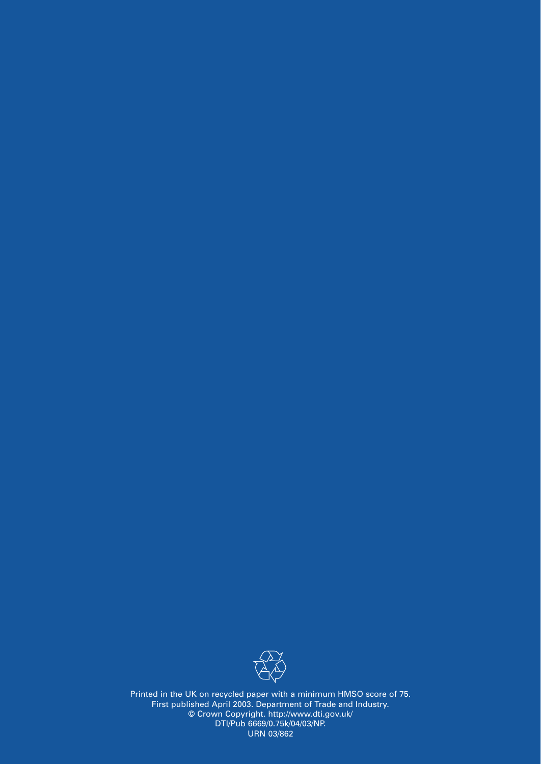Printed in the UK on recycled paper with a minimum HMSO score of 75.
First published April 2003. Department of Trade and Industry.
© Crown Copyright. http://www.dti.gov.uk/
DTI/Pub 6669/0.75k/04/03/NP.
URN 03/862